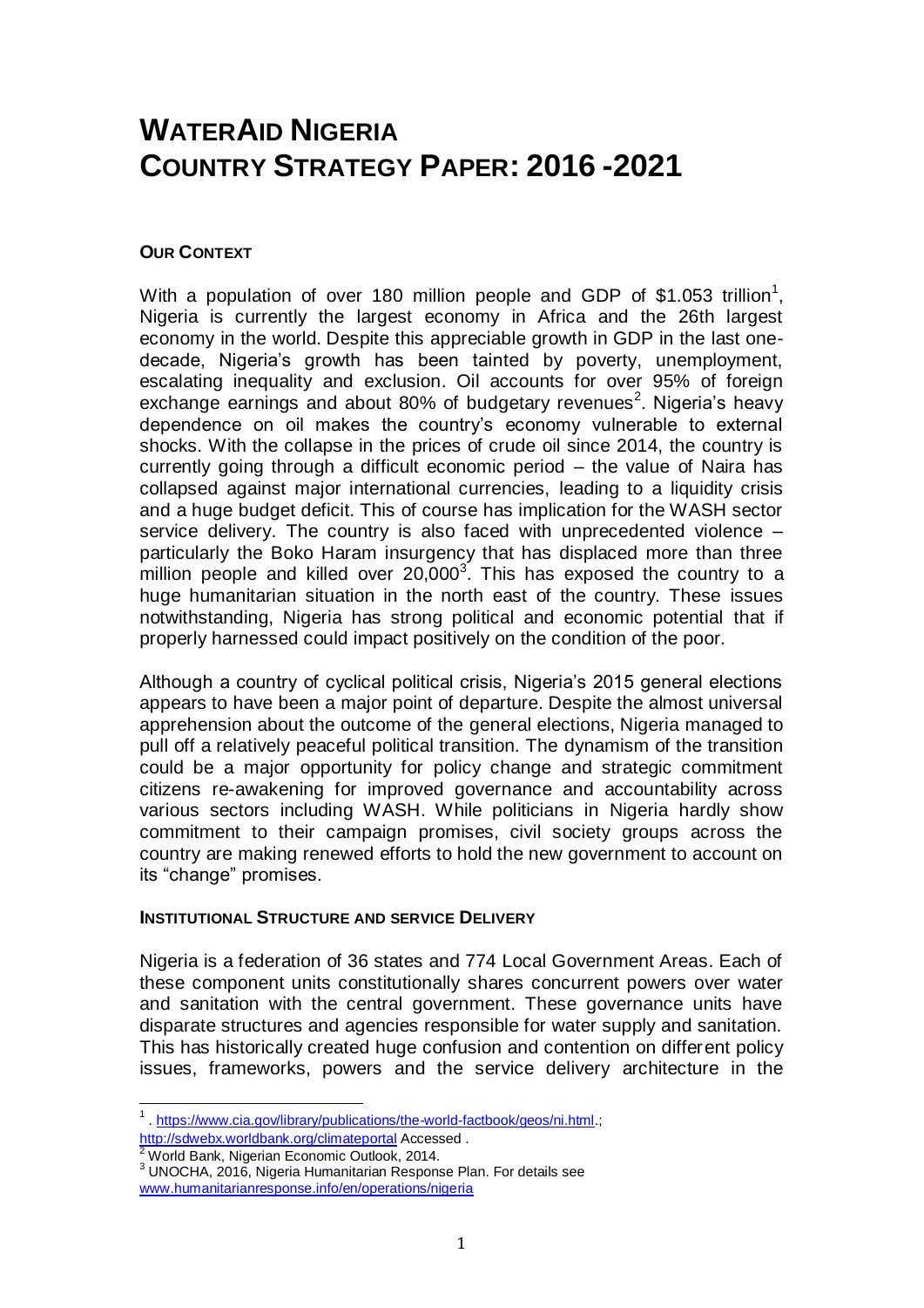# WATERAID NIGERIA COUNTRY STRATEGY PAPER: 2016 -2021

### OUR CONTEXT

With a population of over 180 million people and GDP of $1.053 trillion[1], Nigeria is currently the largest economy in Africa and the 26th largest economy in the world. Despite this appreciable growth in GDP in the last one-decade, Nigeria's growth has been tainted by poverty, unemployment, escalating inequality and exclusion. Oil accounts for over 95% of foreign exchange earnings and about 80% of budgetary revenues[2]. Nigeria's heavy dependence on oil makes the country's economy vulnerable to external shocks. With the collapse in the prices of crude oil since 2014, the country is currently going through a difficult economic period – the value of Naira has collapsed against major international currencies, leading to a liquidity crisis and a huge budget deficit. This of course has implication for the WASH sector service delivery. The country is also faced with unprecedented violence – particularly the Boko Haram insurgency that has displaced more than three million people and killed over 20,000[3]. This has exposed the country to a huge humanitarian situation in the north east of the country. These issues notwithstanding, Nigeria has strong political and economic potential that if properly harnessed could impact positively on the condition of the poor.

Although a country of cyclical political crisis, Nigeria's 2015 general elections appears to have been a major point of departure. Despite the almost universal apprehension about the outcome of the general elections, Nigeria managed to pull off a relatively peaceful political transition. The dynamism of the transition could be a major opportunity for policy change and strategic commitment citizens re-awakening for improved governance and accountability across various sectors including WASH. While politicians in Nigeria hardly show commitment to their campaign promises, civil society groups across the country are making renewed efforts to hold the new government to account on its "change" promises.

### INSTITUTIONAL STRUCTURE AND SERVICE DELIVERY

Nigeria is a federation of 36 states and 774 Local Government Areas. Each of these component units constitutionally shares concurrent powers over water and sanitation with the central government. These governance units have disparate structures and agencies responsible for water supply and sanitation. This has historically created huge confusion and contention on different policy issues, frameworks, powers and the service delivery architecture in the

---

[1] . https://www.cia.gov/library/publications/the-world-factbook/geos/ni.html.; http://sdwebx.worldbank.org/climateportal Accessed .

[2] World Bank, Nigerian Economic Outlook, 2014.

[3] UNOCHA, 2016, Nigeria Humanitarian Response Plan. For details see www.humanitarianresponse.info/en/operations/nigeria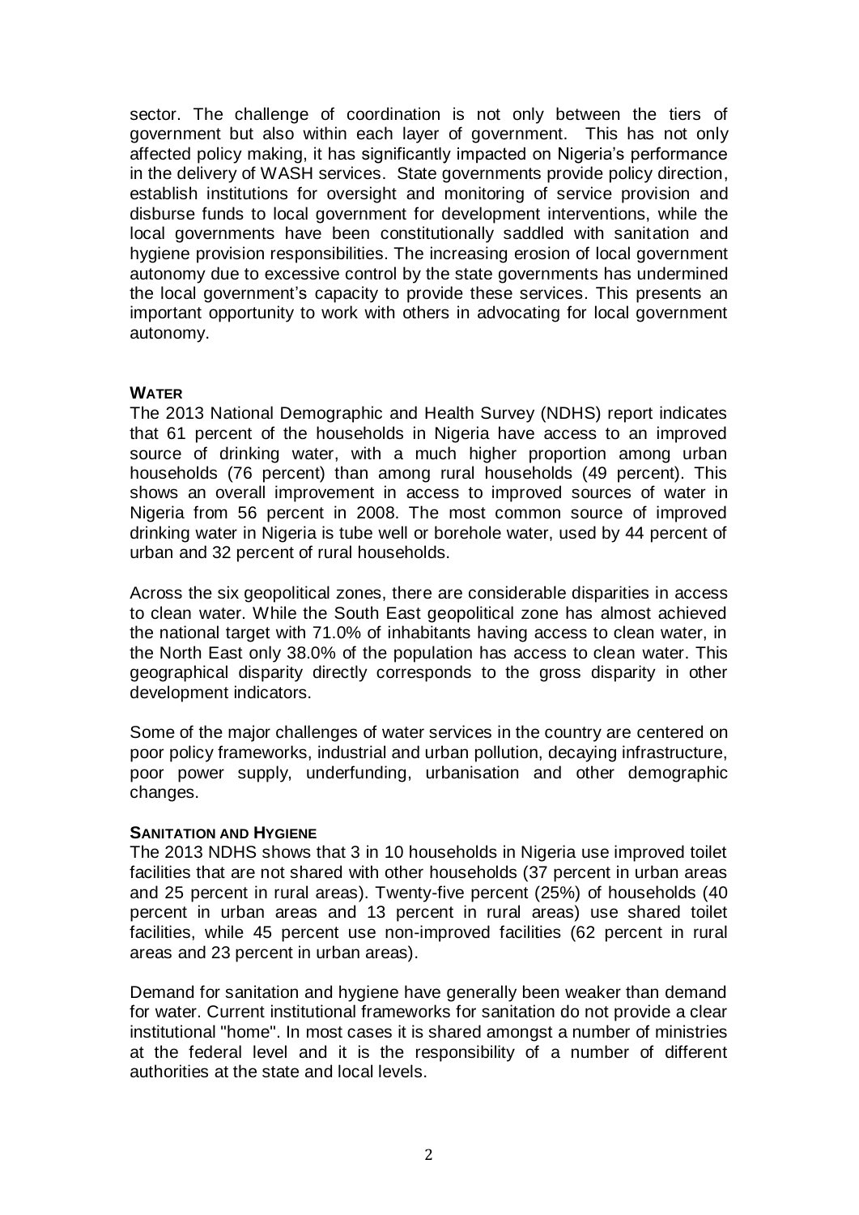sector. The challenge of coordination is not only between the tiers of government but also within each layer of government. This has not only affected policy making, it has significantly impacted on Nigeria's performance in the delivery of WASH services. State governments provide policy direction, establish institutions for oversight and monitoring of service provision and disburse funds to local government for development interventions, while the local governments have been constitutionally saddled with sanitation and hygiene provision responsibilities. The increasing erosion of local government autonomy due to excessive control by the state governments has undermined the local government's capacity to provide these services. This presents an important opportunity to work with others in advocating for local government autonomy.

### WATER

The 2013 National Demographic and Health Survey (NDHS) report indicates that 61 percent of the households in Nigeria have access to an improved source of drinking water, with a much higher proportion among urban households (76 percent) than among rural households (49 percent). This shows an overall improvement in access to improved sources of water in Nigeria from 56 percent in 2008. The most common source of improved drinking water in Nigeria is tube well or borehole water, used by 44 percent of urban and 32 percent of rural households.

Across the six geopolitical zones, there are considerable disparities in access to clean water. While the South East geopolitical zone has almost achieved the national target with 71.0% of inhabitants having access to clean water, in the North East only 38.0% of the population has access to clean water. This geographical disparity directly corresponds to the gross disparity in other development indicators.

Some of the major challenges of water services in the country are centered on poor policy frameworks, industrial and urban pollution, decaying infrastructure, poor power supply, underfunding, urbanisation and other demographic changes.

### SANITATION AND HYGIENE

The 2013 NDHS shows that 3 in 10 households in Nigeria use improved toilet facilities that are not shared with other households (37 percent in urban areas and 25 percent in rural areas). Twenty-five percent (25%) of households (40 percent in urban areas and 13 percent in rural areas) use shared toilet facilities, while 45 percent use non-improved facilities (62 percent in rural areas and 23 percent in urban areas).

Demand for sanitation and hygiene have generally been weaker than demand for water. Current institutional frameworks for sanitation do not provide a clear institutional "home". In most cases it is shared amongst a number of ministries at the federal level and it is the responsibility of a number of different authorities at the state and local levels.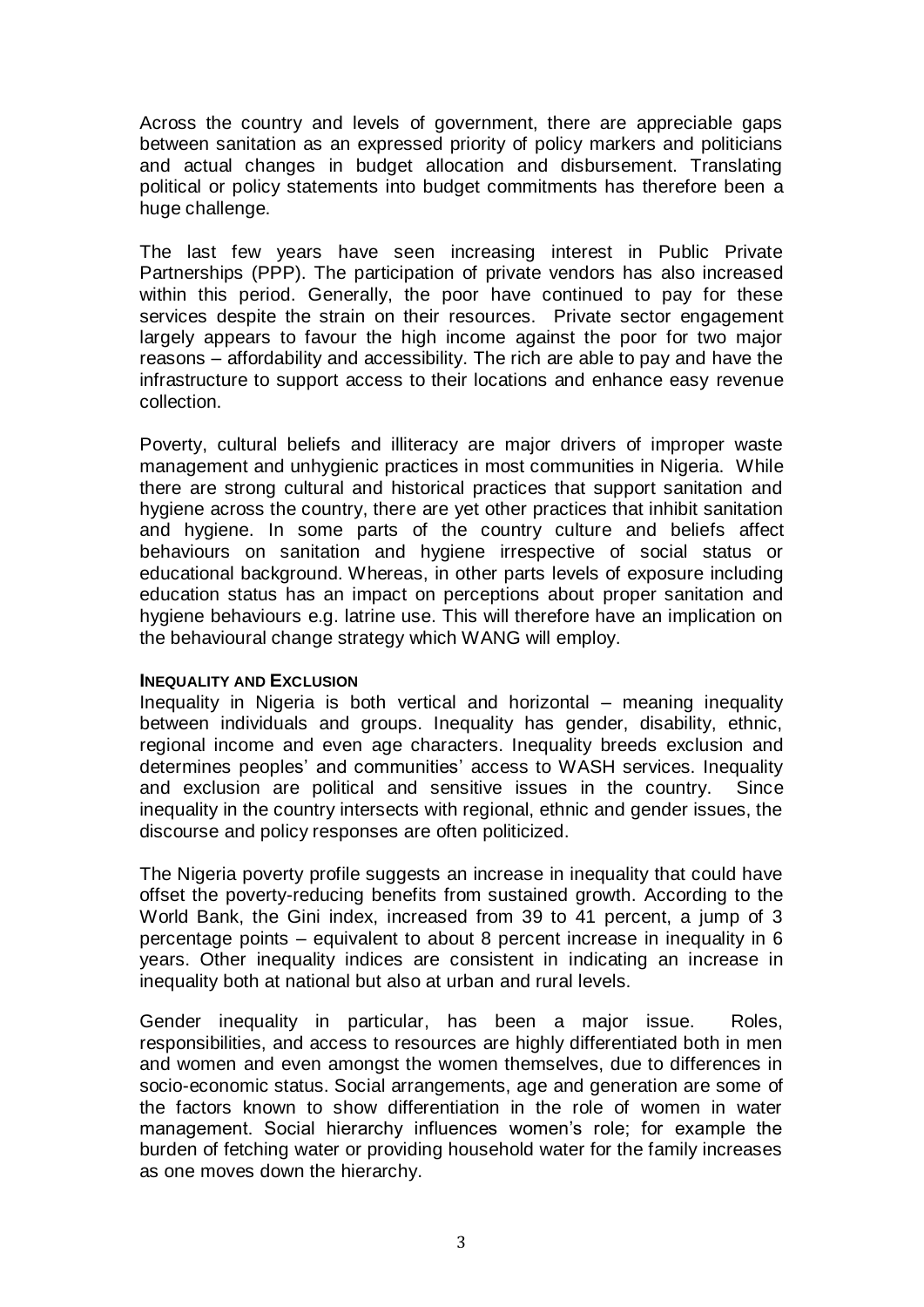Across the country and levels of government, there are appreciable gaps between sanitation as an expressed priority of policy markers and politicians and actual changes in budget allocation and disbursement. Translating political or policy statements into budget commitments has therefore been a huge challenge.

The last few years have seen increasing interest in Public Private Partnerships (PPP). The participation of private vendors has also increased within this period. Generally, the poor have continued to pay for these services despite the strain on their resources. Private sector engagement largely appears to favour the high income against the poor for two major reasons – affordability and accessibility. The rich are able to pay and have the infrastructure to support access to their locations and enhance easy revenue collection.

Poverty, cultural beliefs and illiteracy are major drivers of improper waste management and unhygienic practices in most communities in Nigeria. While there are strong cultural and historical practices that support sanitation and hygiene across the country, there are yet other practices that inhibit sanitation and hygiene. In some parts of the country culture and beliefs affect behaviours on sanitation and hygiene irrespective of social status or educational background. Whereas, in other parts levels of exposure including education status has an impact on perceptions about proper sanitation and hygiene behaviours e.g. latrine use. This will therefore have an implication on the behavioural change strategy which WANG will employ.

#### INEQUALITY AND EXCLUSION

Inequality in Nigeria is both vertical and horizontal – meaning inequality between individuals and groups. Inequality has gender, disability, ethnic, regional income and even age characters. Inequality breeds exclusion and determines peoples' and communities' access to WASH services. Inequality and exclusion are political and sensitive issues in the country. Since inequality in the country intersects with regional, ethnic and gender issues, the discourse and policy responses are often politicized.

The Nigeria poverty profile suggests an increase in inequality that could have offset the poverty-reducing benefits from sustained growth. According to the World Bank, the Gini index, increased from 39 to 41 percent, a jump of 3 percentage points – equivalent to about 8 percent increase in inequality in 6 years. Other inequality indices are consistent in indicating an increase in inequality both at national but also at urban and rural levels.

Gender inequality in particular, has been a major issue. Roles, responsibilities, and access to resources are highly differentiated both in men and women and even amongst the women themselves, due to differences in socio-economic status. Social arrangements, age and generation are some of the factors known to show differentiation in the role of women in water management. Social hierarchy influences women's role; for example the burden of fetching water or providing household water for the family increases as one moves down the hierarchy.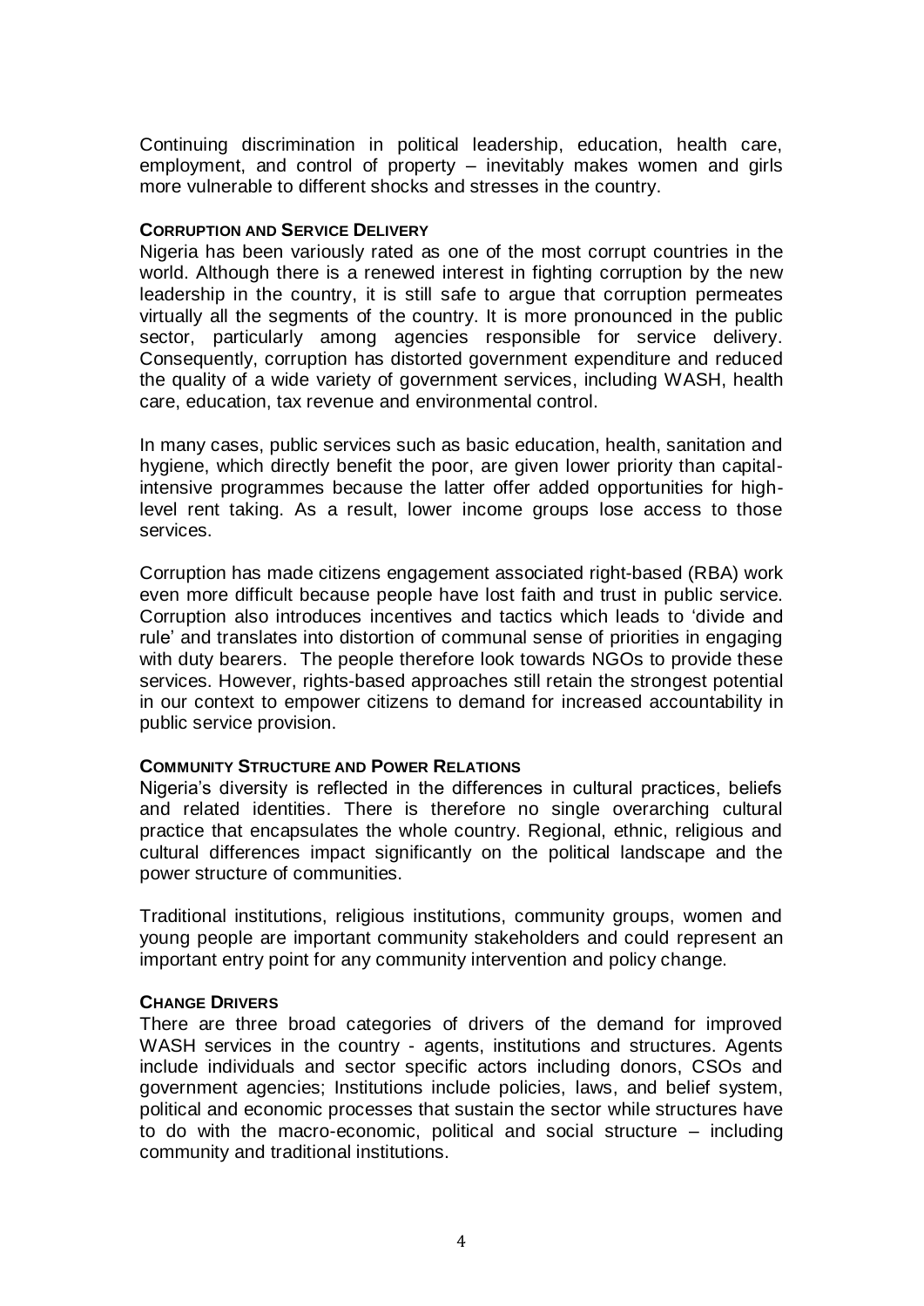Continuing discrimination in political leadership, education, health care, employment, and control of property – inevitably makes women and girls more vulnerable to different shocks and stresses in the country.

### CORRUPTION AND SERVICE DELIVERY

Nigeria has been variously rated as one of the most corrupt countries in the world. Although there is a renewed interest in fighting corruption by the new leadership in the country, it is still safe to argue that corruption permeates virtually all the segments of the country. It is more pronounced in the public sector, particularly among agencies responsible for service delivery. Consequently, corruption has distorted government expenditure and reduced the quality of a wide variety of government services, including WASH, health care, education, tax revenue and environmental control.

In many cases, public services such as basic education, health, sanitation and hygiene, which directly benefit the poor, are given lower priority than capital-intensive programmes because the latter offer added opportunities for high-level rent taking. As a result, lower income groups lose access to those services.

Corruption has made citizens engagement associated right-based (RBA) work even more difficult because people have lost faith and trust in public service. Corruption also introduces incentives and tactics which leads to 'divide and rule' and translates into distortion of communal sense of priorities in engaging with duty bearers. The people therefore look towards NGOs to provide these services. However, rights-based approaches still retain the strongest potential in our context to empower citizens to demand for increased accountability in public service provision.

### COMMUNITY STRUCTURE AND POWER RELATIONS

Nigeria's diversity is reflected in the differences in cultural practices, beliefs and related identities. There is therefore no single overarching cultural practice that encapsulates the whole country. Regional, ethnic, religious and cultural differences impact significantly on the political landscape and the power structure of communities.

Traditional institutions, religious institutions, community groups, women and young people are important community stakeholders and could represent an important entry point for any community intervention and policy change.

### CHANGE DRIVERS

There are three broad categories of drivers of the demand for improved WASH services in the country - agents, institutions and structures. Agents include individuals and sector specific actors including donors, CSOs and government agencies; Institutions include policies, laws, and belief system, political and economic processes that sustain the sector while structures have to do with the macro-economic, political and social structure – including community and traditional institutions.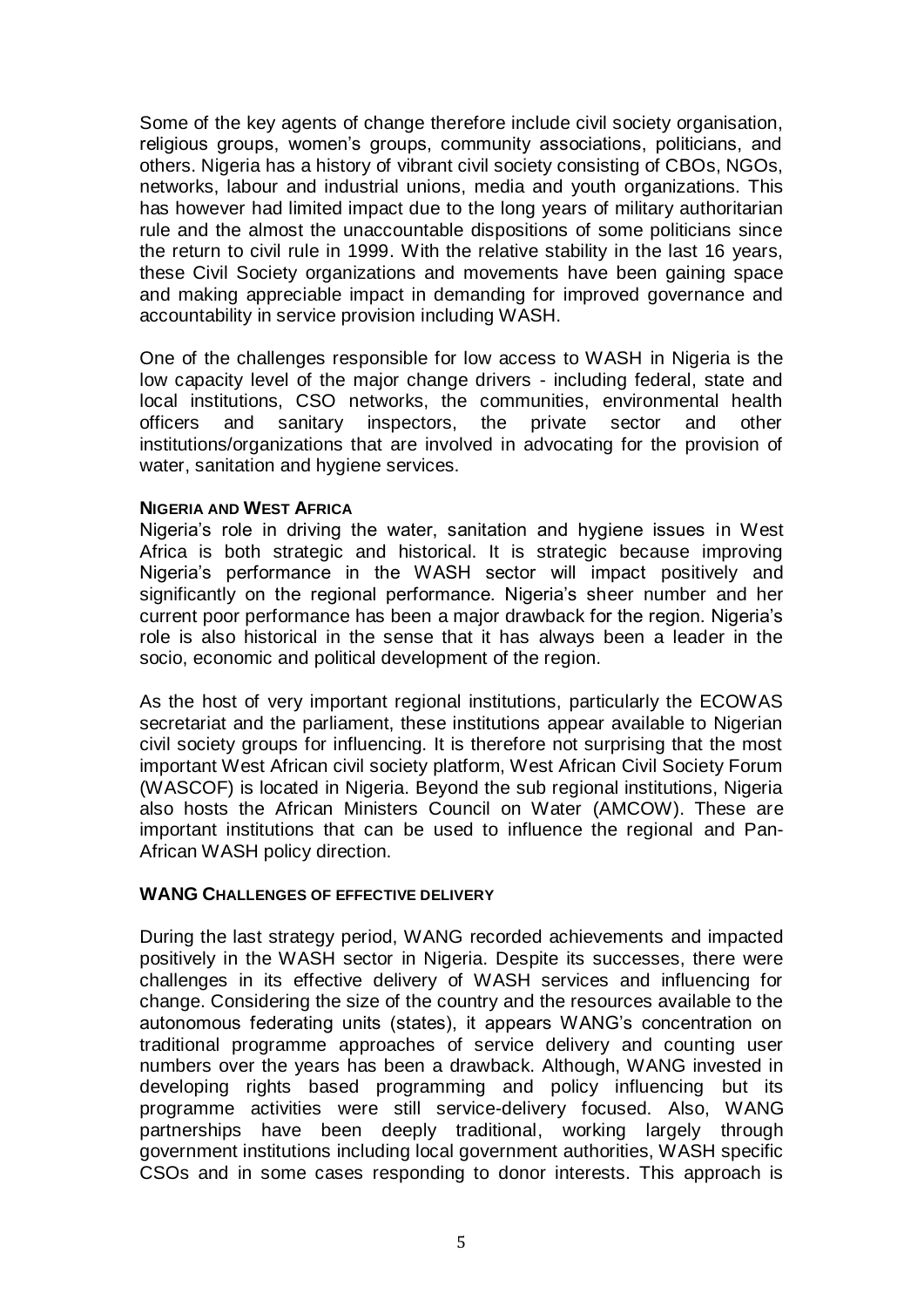Some of the key agents of change therefore include civil society organisation, religious groups, women's groups, community associations, politicians, and others. Nigeria has a history of vibrant civil society consisting of CBOs, NGOs, networks, labour and industrial unions, media and youth organizations. This has however had limited impact due to the long years of military authoritarian rule and the almost the unaccountable dispositions of some politicians since the return to civil rule in 1999. With the relative stability in the last 16 years, these Civil Society organizations and movements have been gaining space and making appreciable impact in demanding for improved governance and accountability in service provision including WASH.

One of the challenges responsible for low access to WASH in Nigeria is the low capacity level of the major change drivers - including federal, state and local institutions, CSO networks, the communities, environmental health officers and sanitary inspectors, the private sector and other institutions/organizations that are involved in advocating for the provision of water, sanitation and hygiene services.

### NIGERIA AND WEST AFRICA

Nigeria's role in driving the water, sanitation and hygiene issues in West Africa is both strategic and historical. It is strategic because improving Nigeria's performance in the WASH sector will impact positively and significantly on the regional performance. Nigeria's sheer number and her current poor performance has been a major drawback for the region. Nigeria's role is also historical in the sense that it has always been a leader in the socio, economic and political development of the region.

As the host of very important regional institutions, particularly the ECOWAS secretariat and the parliament, these institutions appear available to Nigerian civil society groups for influencing. It is therefore not surprising that the most important West African civil society platform, West African Civil Society Forum (WASCOF) is located in Nigeria. Beyond the sub regional institutions, Nigeria also hosts the African Ministers Council on Water (AMCOW). These are important institutions that can be used to influence the regional and Pan-African WASH policy direction.

### WANG CHALLENGES OF EFFECTIVE DELIVERY

During the last strategy period, WANG recorded achievements and impacted positively in the WASH sector in Nigeria. Despite its successes, there were challenges in its effective delivery of WASH services and influencing for change. Considering the size of the country and the resources available to the autonomous federating units (states), it appears WANG's concentration on traditional programme approaches of service delivery and counting user numbers over the years has been a drawback. Although, WANG invested in developing rights based programming and policy influencing but its programme activities were still service-delivery focused. Also, WANG partnerships have been deeply traditional, working largely through government institutions including local government authorities, WASH specific CSOs and in some cases responding to donor interests. This approach is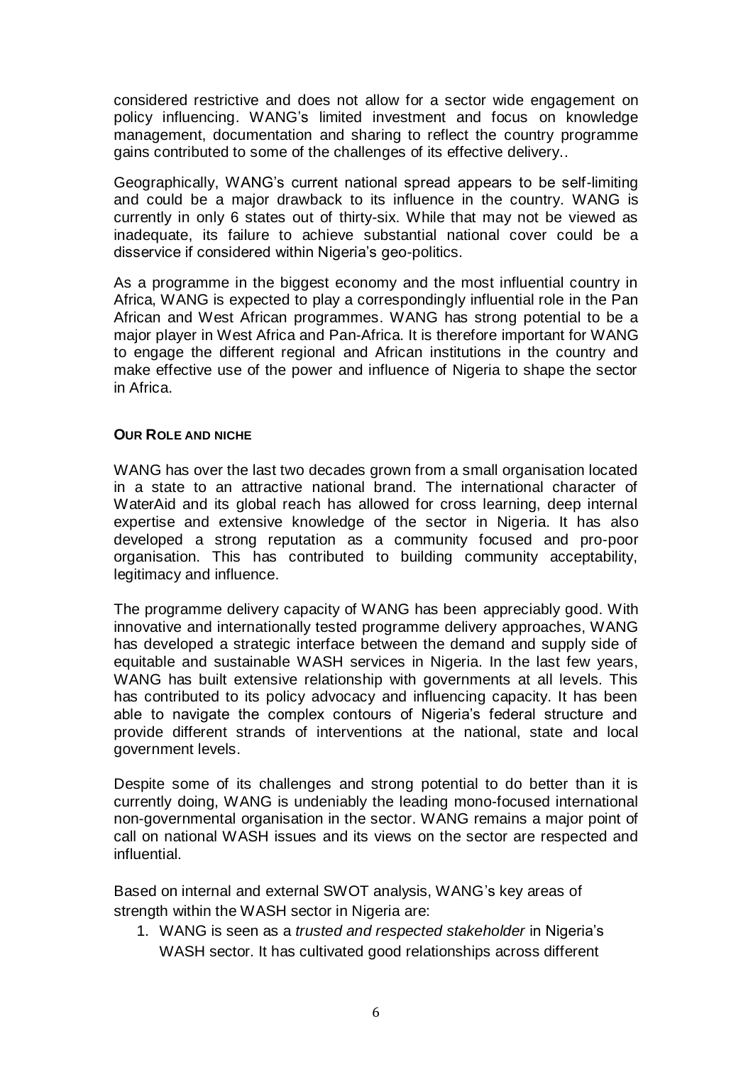considered restrictive and does not allow for a sector wide engagement on policy influencing. WANG's limited investment and focus on knowledge management, documentation and sharing to reflect the country programme gains contributed to some of the challenges of its effective delivery..

Geographically, WANG's current national spread appears to be self-limiting and could be a major drawback to its influence in the country. WANG is currently in only 6 states out of thirty-six. While that may not be viewed as inadequate, its failure to achieve substantial national cover could be a disservice if considered within Nigeria's geo-politics.

As a programme in the biggest economy and the most influential country in Africa, WANG is expected to play a correspondingly influential role in the Pan African and West African programmes. WANG has strong potential to be a major player in West Africa and Pan-Africa. It is therefore important for WANG to engage the different regional and African institutions in the country and make effective use of the power and influence of Nigeria to shape the sector in Africa.

**OUR ROLE AND NICHE**

WANG has over the last two decades grown from a small organisation located in a state to an attractive national brand. The international character of WaterAid and its global reach has allowed for cross learning, deep internal expertise and extensive knowledge of the sector in Nigeria. It has also developed a strong reputation as a community focused and pro-poor organisation. This has contributed to building community acceptability, legitimacy and influence.

The programme delivery capacity of WANG has been appreciably good. With innovative and internationally tested programme delivery approaches, WANG has developed a strategic interface between the demand and supply side of equitable and sustainable WASH services in Nigeria. In the last few years, WANG has built extensive relationship with governments at all levels. This has contributed to its policy advocacy and influencing capacity. It has been able to navigate the complex contours of Nigeria's federal structure and provide different strands of interventions at the national, state and local government levels.

Despite some of its challenges and strong potential to do better than it is currently doing, WANG is undeniably the leading mono-focused international non-governmental organisation in the sector. WANG remains a major point of call on national WASH issues and its views on the sector are respected and influential.

Based on internal and external SWOT analysis, WANG's key areas of strength within the WASH sector in Nigeria are:

1. WANG is seen as a *trusted and respected stakeholder* in Nigeria's WASH sector. It has cultivated good relationships across different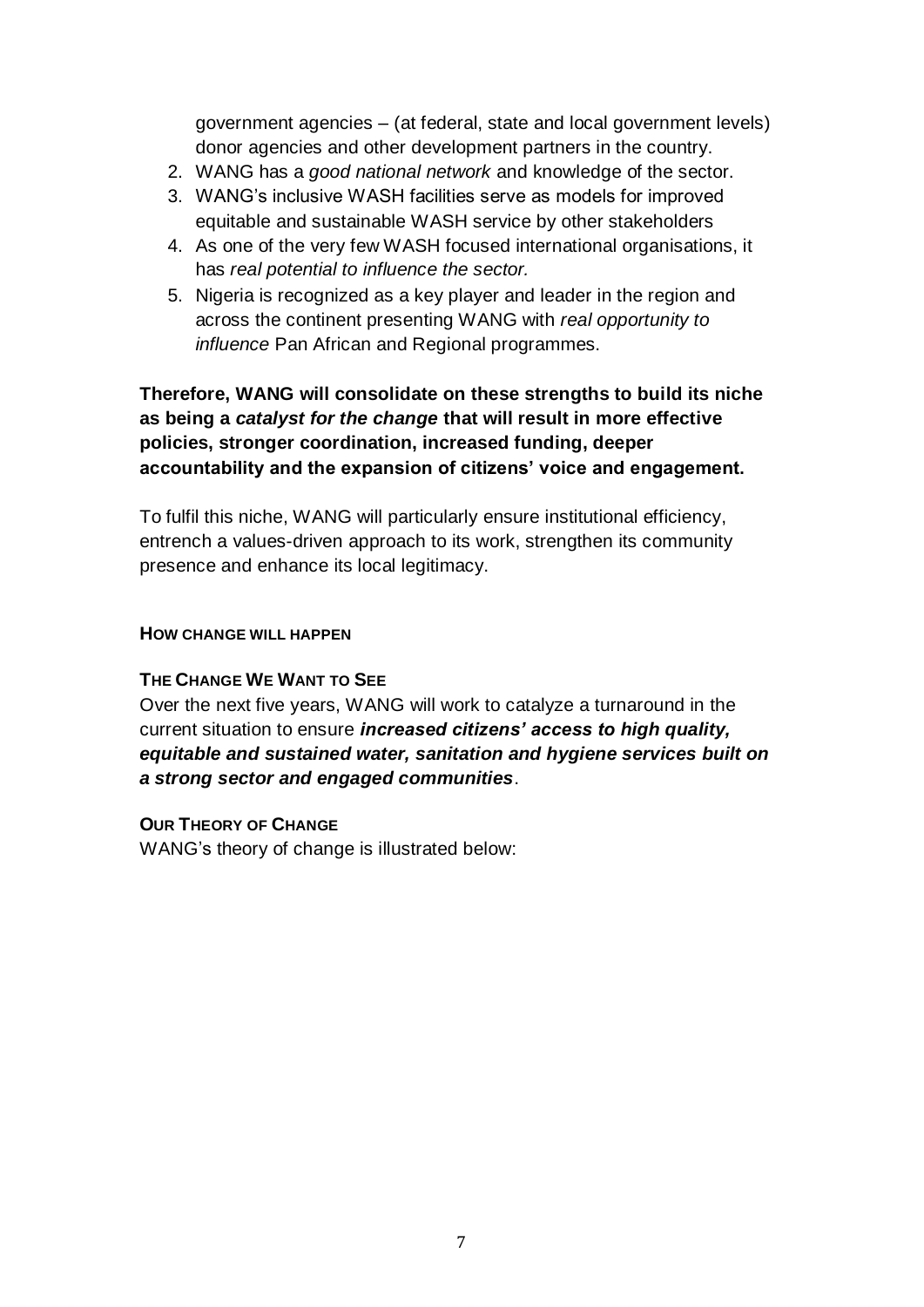government agencies – (at federal, state and local government levels) donor agencies and other development partners in the country.

2. WANG has a *good national network* and knowledge of the sector.
3. WANG's inclusive WASH facilities serve as models for improved equitable and sustainable WASH service by other stakeholders
4. As one of the very few WASH focused international organisations, it has *real potential to influence the sector.*
5. Nigeria is recognized as a key player and leader in the region and across the continent presenting WANG with *real opportunity to influence* Pan African and Regional programmes.

**Therefore, WANG will consolidate on these strengths to build its niche as being a *catalyst for the change* that will result in more effective policies, stronger coordination, increased funding, deeper accountability and the expansion of citizens' voice and engagement.**

To fulfil this niche, WANG will particularly ensure institutional efficiency, entrench a values-driven approach to its work, strengthen its community presence and enhance its local legitimacy.

## HOW CHANGE WILL HAPPEN

### THE CHANGE WE WANT TO SEE

Over the next five years, WANG will work to catalyze a turnaround in the current situation to ensure ***increased citizens' access to high quality, equitable and sustained water, sanitation and hygiene services built on a strong sector and engaged communities***.

### OUR THEORY OF CHANGE

WANG's theory of change is illustrated below: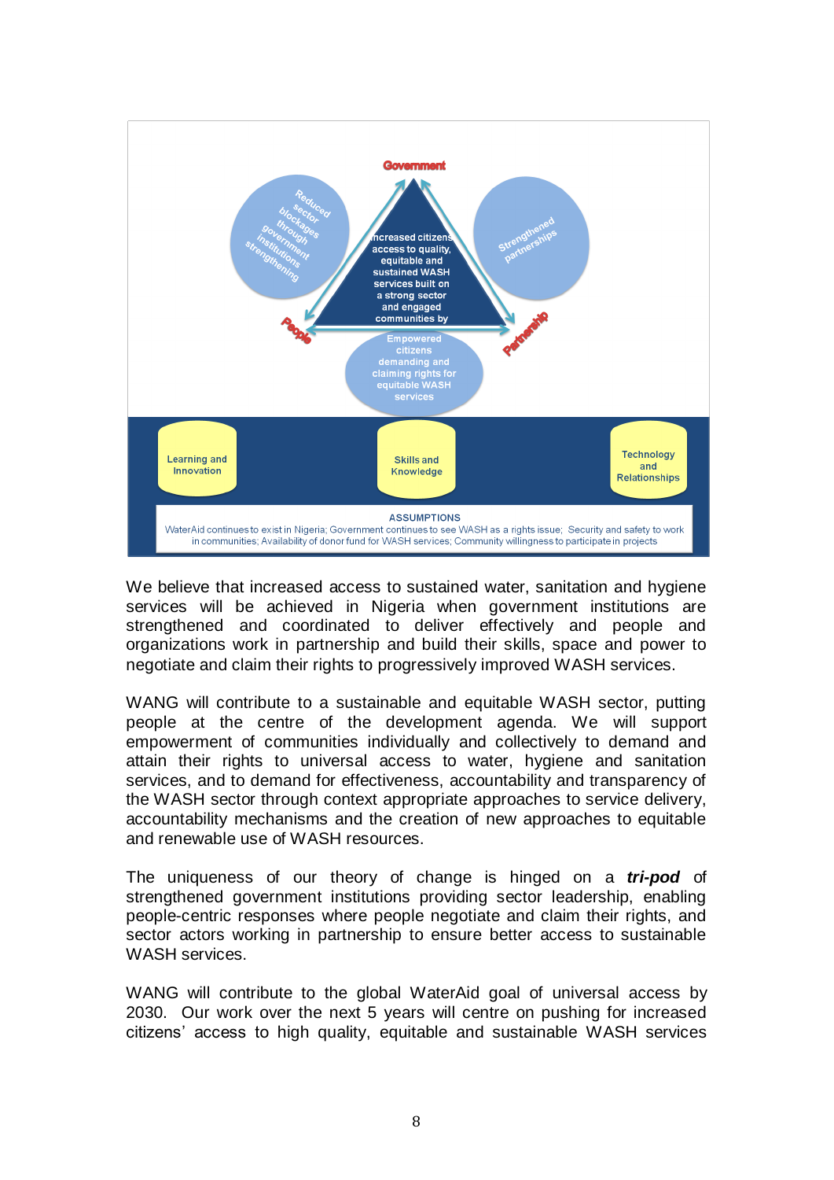Government

Reduced sector blockages through government institutions strengthening

Increased citizens access to quality, equitable and sustained WASH services built on a strong sector and engaged communities by

Strengthened partnerships

People

Partnership

Empowered citizens demanding and claiming rights for equitable WASH services

Learning and Innovation

Skills and Knowledge

Technology and Relationships

ASSUMPTIONS

WaterAid continues to exist in Nigeria; Government continues to see WASH as a rights issue; Security and safety to work in communities; Availability of donor fund for WASH services; Community willingness to participate in projects

We believe that increased access to sustained water, sanitation and hygiene services will be achieved in Nigeria when government institutions are strengthened and coordinated to deliver effectively and people and organizations work in partnership and build their skills, space and power to negotiate and claim their rights to progressively improved WASH services.

WANG will contribute to a sustainable and equitable WASH sector, putting people at the centre of the development agenda. We will support empowerment of communities individually and collectively to demand and attain their rights to universal access to water, hygiene and sanitation services, and to demand for effectiveness, accountability and transparency of the WASH sector through context appropriate approaches to service delivery, accountability mechanisms and the creation of new approaches to equitable and renewable use of WASH resources.

The uniqueness of our theory of change is hinged on a ***tri-pod*** of strengthened government institutions providing sector leadership, enabling people-centric responses where people negotiate and claim their rights, and sector actors working in partnership to ensure better access to sustainable WASH services.

WANG will contribute to the global WaterAid goal of universal access by 2030. Our work over the next 5 years will centre on pushing for increased citizens' access to high quality, equitable and sustainable WASH services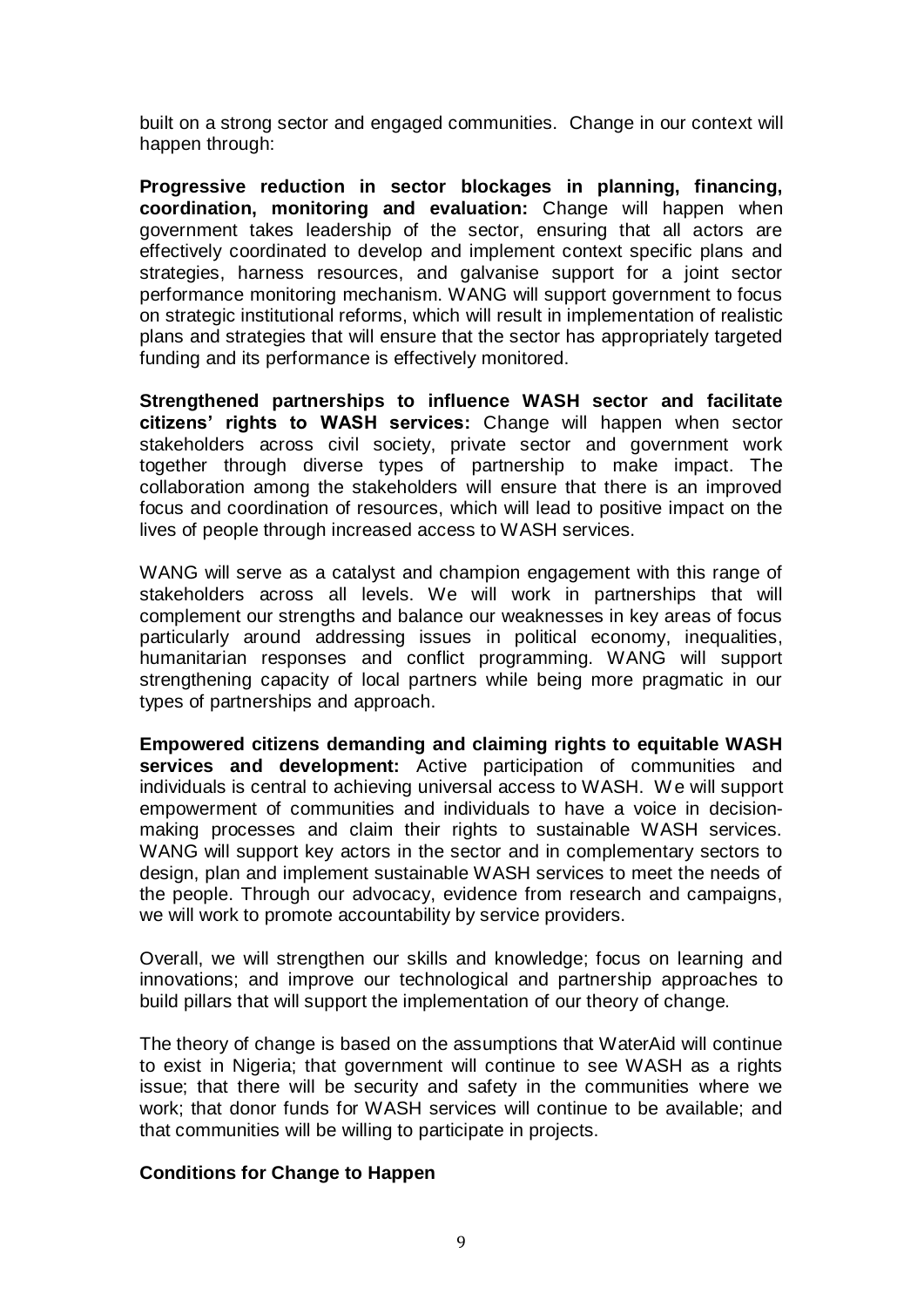built on a strong sector and engaged communities. Change in our context will happen through:

**Progressive reduction in sector blockages in planning, financing, coordination, monitoring and evaluation:** Change will happen when government takes leadership of the sector, ensuring that all actors are effectively coordinated to develop and implement context specific plans and strategies, harness resources, and galvanise support for a joint sector performance monitoring mechanism. WANG will support government to focus on strategic institutional reforms, which will result in implementation of realistic plans and strategies that will ensure that the sector has appropriately targeted funding and its performance is effectively monitored.

**Strengthened partnerships to influence WASH sector and facilitate citizens' rights to WASH services:** Change will happen when sector stakeholders across civil society, private sector and government work together through diverse types of partnership to make impact. The collaboration among the stakeholders will ensure that there is an improved focus and coordination of resources, which will lead to positive impact on the lives of people through increased access to WASH services.

WANG will serve as a catalyst and champion engagement with this range of stakeholders across all levels. We will work in partnerships that will complement our strengths and balance our weaknesses in key areas of focus particularly around addressing issues in political economy, inequalities, humanitarian responses and conflict programming. WANG will support strengthening capacity of local partners while being more pragmatic in our types of partnerships and approach.

**Empowered citizens demanding and claiming rights to equitable WASH services and development:** Active participation of communities and individuals is central to achieving universal access to WASH. We will support empowerment of communities and individuals to have a voice in decision-making processes and claim their rights to sustainable WASH services. WANG will support key actors in the sector and in complementary sectors to design, plan and implement sustainable WASH services to meet the needs of the people. Through our advocacy, evidence from research and campaigns, we will work to promote accountability by service providers.

Overall, we will strengthen our skills and knowledge; focus on learning and innovations; and improve our technological and partnership approaches to build pillars that will support the implementation of our theory of change.

The theory of change is based on the assumptions that WaterAid will continue to exist in Nigeria; that government will continue to see WASH as a rights issue; that there will be security and safety in the communities where we work; that donor funds for WASH services will continue to be available; and that communities will be willing to participate in projects.

**Conditions for Change to Happen**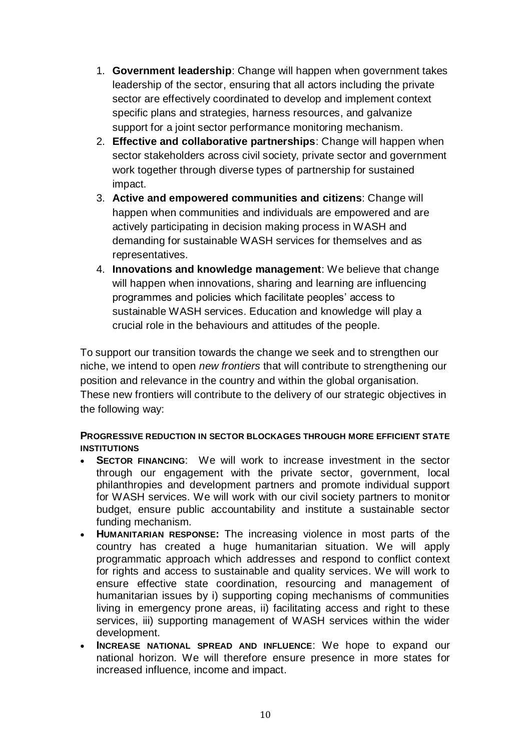1. **Government leadership**: Change will happen when government takes leadership of the sector, ensuring that all actors including the private sector are effectively coordinated to develop and implement context specific plans and strategies, harness resources, and galvanize support for a joint sector performance monitoring mechanism.
2. **Effective and collaborative partnerships**: Change will happen when sector stakeholders across civil society, private sector and government work together through diverse types of partnership for sustained impact.
3. **Active and empowered communities and citizens**: Change will happen when communities and individuals are empowered and are actively participating in decision making process in WASH and demanding for sustainable WASH services for themselves and as representatives.
4. **Innovations and knowledge management**: We believe that change will happen when innovations, sharing and learning are influencing programmes and policies which facilitate peoples' access to sustainable WASH services. Education and knowledge will play a crucial role in the behaviours and attitudes of the people.

To support our transition towards the change we seek and to strengthen our niche, we intend to open *new frontiers* that will contribute to strengthening our position and relevance in the country and within the global organisation. These new frontiers will contribute to the delivery of our strategic objectives in the following way:

**PROGRESSIVE REDUCTION IN SECTOR BLOCKAGES THROUGH MORE EFFICIENT STATE INSTITUTIONS**

- **SECTOR FINANCING**: We will work to increase investment in the sector through our engagement with the private sector, government, local philanthropies and development partners and promote individual support for WASH services. We will work with our civil society partners to monitor budget, ensure public accountability and institute a sustainable sector funding mechanism.
- **HUMANITARIAN RESPONSE:** The increasing violence in most parts of the country has created a huge humanitarian situation. We will apply programmatic approach which addresses and respond to conflict context for rights and access to sustainable and quality services. We will work to ensure effective state coordination, resourcing and management of humanitarian issues by i) supporting coping mechanisms of communities living in emergency prone areas, ii) facilitating access and right to these services, iii) supporting management of WASH services within the wider development.
- **INCREASE NATIONAL SPREAD AND INFLUENCE**: We hope to expand our national horizon. We will therefore ensure presence in more states for increased influence, income and impact.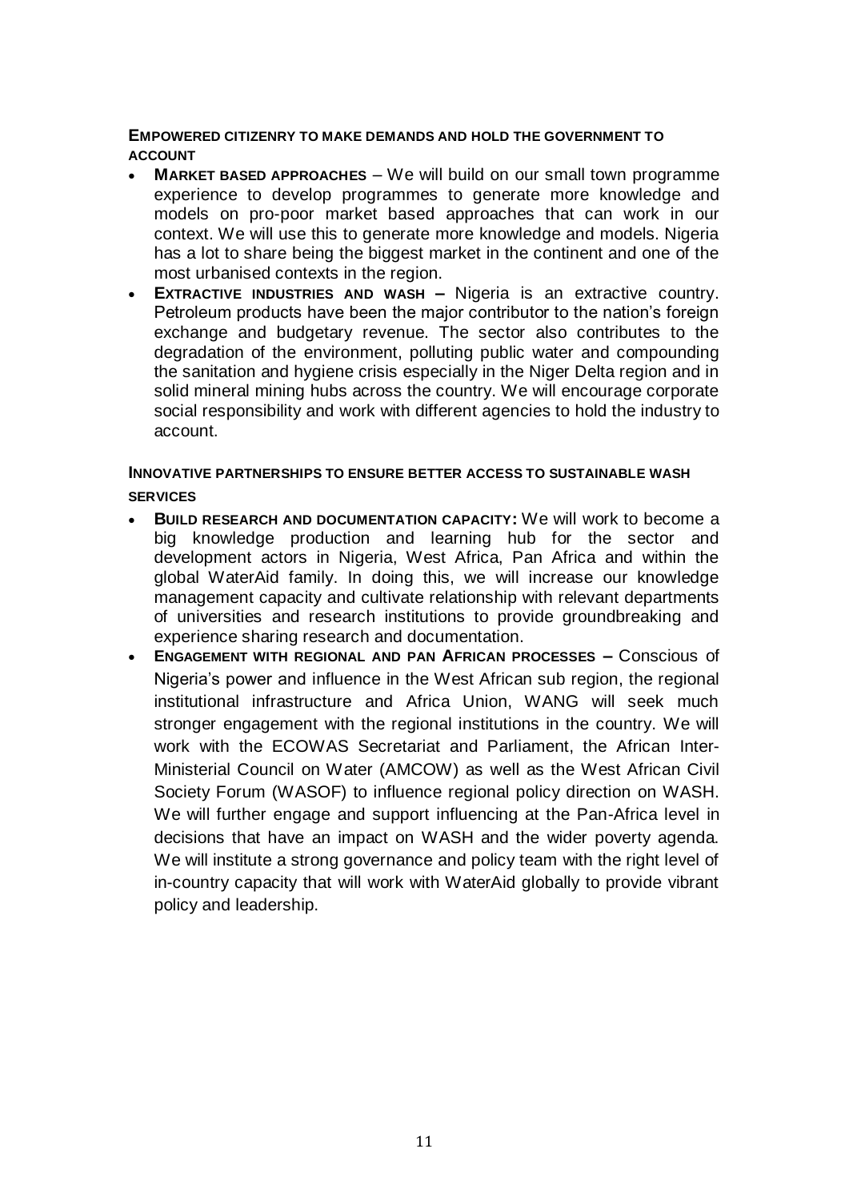### EMPOWERED CITIZENRY TO MAKE DEMANDS AND HOLD THE GOVERNMENT TO ACCOUNT

- **MARKET BASED APPROACHES** – We will build on our small town programme experience to develop programmes to generate more knowledge and models on pro-poor market based approaches that can work in our context. We will use this to generate more knowledge and models. Nigeria has a lot to share being the biggest market in the continent and one of the most urbanised contexts in the region.
- **EXTRACTIVE INDUSTRIES AND WASH –** Nigeria is an extractive country. Petroleum products have been the major contributor to the nation's foreign exchange and budgetary revenue. The sector also contributes to the degradation of the environment, polluting public water and compounding the sanitation and hygiene crisis especially in the Niger Delta region and in solid mineral mining hubs across the country. We will encourage corporate social responsibility and work with different agencies to hold the industry to account.

### INNOVATIVE PARTNERSHIPS TO ENSURE BETTER ACCESS TO SUSTAINABLE WASH SERVICES

- **BUILD RESEARCH AND DOCUMENTATION CAPACITY:** We will work to become a big knowledge production and learning hub for the sector and development actors in Nigeria, West Africa, Pan Africa and within the global WaterAid family. In doing this, we will increase our knowledge management capacity and cultivate relationship with relevant departments of universities and research institutions to provide groundbreaking and experience sharing research and documentation.
- **ENGAGEMENT WITH REGIONAL AND PAN AFRICAN PROCESSES –** Conscious of Nigeria's power and influence in the West African sub region, the regional institutional infrastructure and Africa Union, WANG will seek much stronger engagement with the regional institutions in the country. We will work with the ECOWAS Secretariat and Parliament, the African Inter-Ministerial Council on Water (AMCOW) as well as the West African Civil Society Forum (WASOF) to influence regional policy direction on WASH. We will further engage and support influencing at the Pan-Africa level in decisions that have an impact on WASH and the wider poverty agenda. We will institute a strong governance and policy team with the right level of in-country capacity that will work with WaterAid globally to provide vibrant policy and leadership.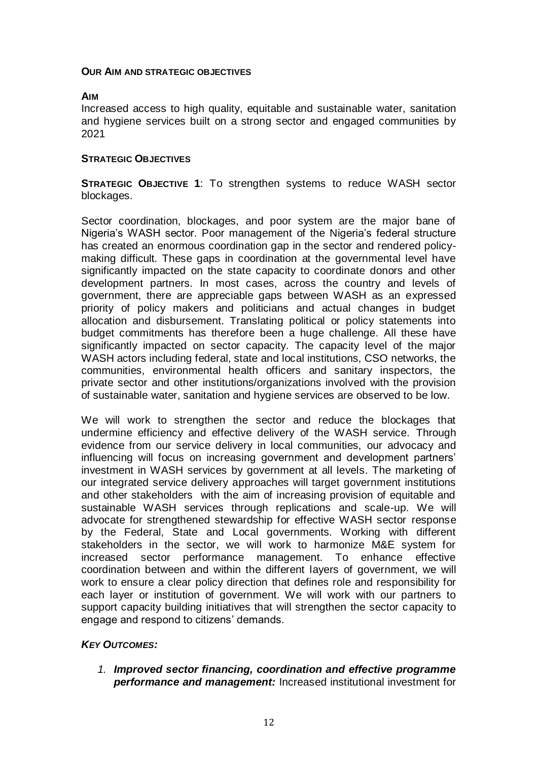## OUR AIM AND STRATEGIC OBJECTIVES

### AIM

Increased access to high quality, equitable and sustainable water, sanitation and hygiene services built on a strong sector and engaged communities by 2021

### STRATEGIC OBJECTIVES

**STRATEGIC OBJECTIVE 1**: To strengthen systems to reduce WASH sector blockages.

Sector coordination, blockages, and poor system are the major bane of Nigeria's WASH sector. Poor management of the Nigeria's federal structure has created an enormous coordination gap in the sector and rendered policy-making difficult. These gaps in coordination at the governmental level have significantly impacted on the state capacity to coordinate donors and other development partners. In most cases, across the country and levels of government, there are appreciable gaps between WASH as an expressed priority of policy makers and politicians and actual changes in budget allocation and disbursement. Translating political or policy statements into budget commitments has therefore been a huge challenge. All these have significantly impacted on sector capacity. The capacity level of the major WASH actors including federal, state and local institutions, CSO networks, the communities, environmental health officers and sanitary inspectors, the private sector and other institutions/organizations involved with the provision of sustainable water, sanitation and hygiene services are observed to be low.

We will work to strengthen the sector and reduce the blockages that undermine efficiency and effective delivery of the WASH service. Through evidence from our service delivery in local communities, our advocacy and influencing will focus on increasing government and development partners' investment in WASH services by government at all levels. The marketing of our integrated service delivery approaches will target government institutions and other stakeholders with the aim of increasing provision of equitable and sustainable WASH services through replications and scale-up. We will advocate for strengthened stewardship for effective WASH sector response by the Federal, State and Local governments. Working with different stakeholders in the sector, we will work to harmonize M&E system for increased sector performance management. To enhance effective coordination between and within the different layers of government, we will work to ensure a clear policy direction that defines role and responsibility for each layer or institution of government. We will work with our partners to support capacity building initiatives that will strengthen the sector capacity to engage and respond to citizens' demands.

***KEY OUTCOMES:***

1. ***Improved sector financing, coordination and effective programme performance and management:*** Increased institutional investment for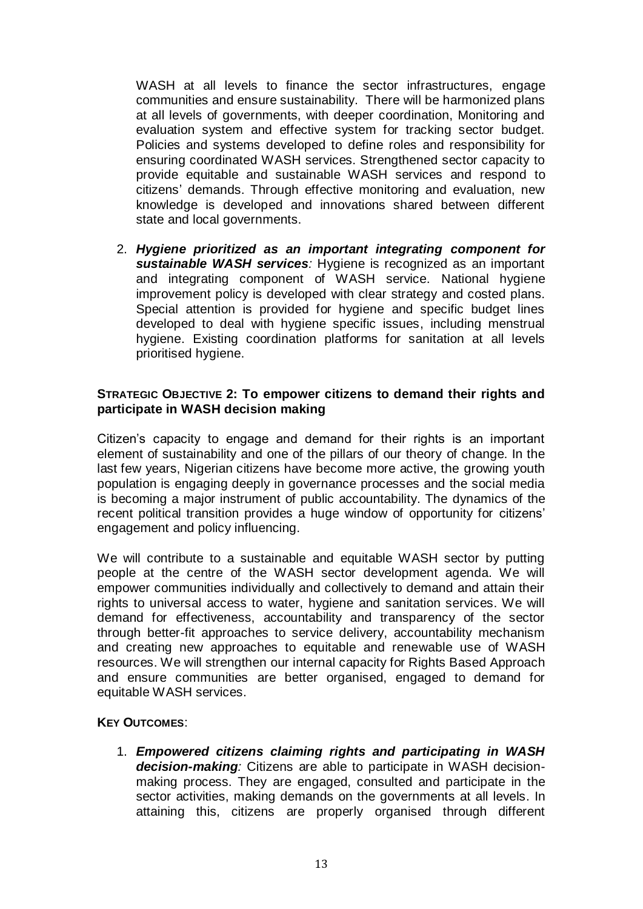WASH at all levels to finance the sector infrastructures, engage communities and ensure sustainability. There will be harmonized plans at all levels of governments, with deeper coordination, Monitoring and evaluation system and effective system for tracking sector budget. Policies and systems developed to define roles and responsibility for ensuring coordinated WASH services. Strengthened sector capacity to provide equitable and sustainable WASH services and respond to citizens' demands. Through effective monitoring and evaluation, new knowledge is developed and innovations shared between different state and local governments.

2. ***Hygiene prioritized as an important integrating component for sustainable WASH services**:* Hygiene is recognized as an important and integrating component of WASH service. National hygiene improvement policy is developed with clear strategy and costed plans. Special attention is provided for hygiene and specific budget lines developed to deal with hygiene specific issues, including menstrual hygiene. Existing coordination platforms for sanitation at all levels prioritised hygiene.

### STRATEGIC OBJECTIVE 2: To empower citizens to demand their rights and participate in WASH decision making

Citizen's capacity to engage and demand for their rights is an important element of sustainability and one of the pillars of our theory of change. In the last few years, Nigerian citizens have become more active, the growing youth population is engaging deeply in governance processes and the social media is becoming a major instrument of public accountability. The dynamics of the recent political transition provides a huge window of opportunity for citizens' engagement and policy influencing.

We will contribute to a sustainable and equitable WASH sector by putting people at the centre of the WASH sector development agenda. We will empower communities individually and collectively to demand and attain their rights to universal access to water, hygiene and sanitation services. We will demand for effectiveness, accountability and transparency of the sector through better-fit approaches to service delivery, accountability mechanism and creating new approaches to equitable and renewable use of WASH resources. We will strengthen our internal capacity for Rights Based Approach and ensure communities are better organised, engaged to demand for equitable WASH services.

**KEY OUTCOMES**:

1. ***Empowered citizens claiming rights and participating in WASH decision-making**:* Citizens are able to participate in WASH decision-making process. They are engaged, consulted and participate in the sector activities, making demands on the governments at all levels. In attaining this, citizens are properly organised through different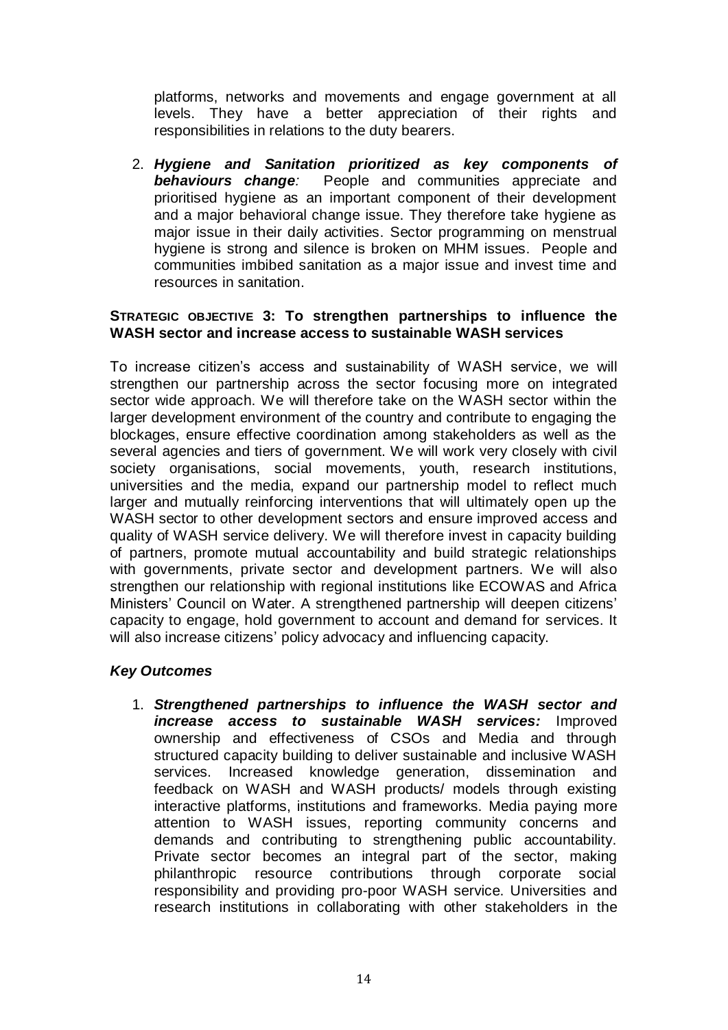platforms, networks and movements and engage government at all levels. They have a better appreciation of their rights and responsibilities in relations to the duty bearers.

2. ***Hygiene and Sanitation prioritized as key components of behaviours change:*** People and communities appreciate and prioritised hygiene as an important component of their development and a major behavioral change issue. They therefore take hygiene as major issue in their daily activities. Sector programming on menstrual hygiene is strong and silence is broken on MHM issues. People and communities imbibed sanitation as a major issue and invest time and resources in sanitation.

**STRATEGIC OBJECTIVE 3: To strengthen partnerships to influence the WASH sector and increase access to sustainable WASH services**

To increase citizen's access and sustainability of WASH service, we will strengthen our partnership across the sector focusing more on integrated sector wide approach. We will therefore take on the WASH sector within the larger development environment of the country and contribute to engaging the blockages, ensure effective coordination among stakeholders as well as the several agencies and tiers of government. We will work very closely with civil society organisations, social movements, youth, research institutions, universities and the media, expand our partnership model to reflect much larger and mutually reinforcing interventions that will ultimately open up the WASH sector to other development sectors and ensure improved access and quality of WASH service delivery. We will therefore invest in capacity building of partners, promote mutual accountability and build strategic relationships with governments, private sector and development partners. We will also strengthen our relationship with regional institutions like ECOWAS and Africa Ministers' Council on Water. A strengthened partnership will deepen citizens' capacity to engage, hold government to account and demand for services. It will also increase citizens' policy advocacy and influencing capacity.

***Key Outcomes***

1. ***Strengthened partnerships to influence the WASH sector and increase access to sustainable WASH services:*** Improved ownership and effectiveness of CSOs and Media and through structured capacity building to deliver sustainable and inclusive WASH services. Increased knowledge generation, dissemination and feedback on WASH and WASH products/ models through existing interactive platforms, institutions and frameworks. Media paying more attention to WASH issues, reporting community concerns and demands and contributing to strengthening public accountability. Private sector becomes an integral part of the sector, making philanthropic resource contributions through corporate social responsibility and providing pro-poor WASH service. Universities and research institutions in collaborating with other stakeholders in the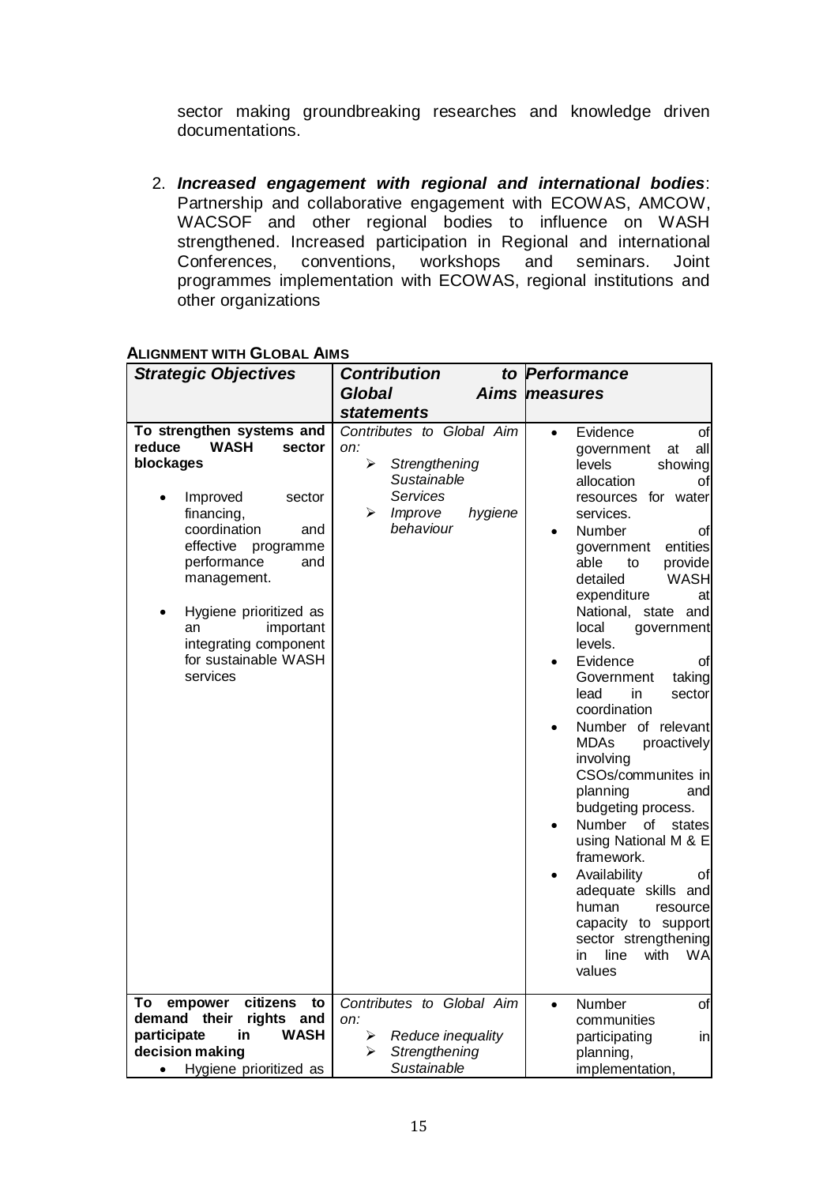sector making groundbreaking researches and knowledge driven documentations.

2. ***Increased engagement with regional and international bodies***: Partnership and collaborative engagement with ECOWAS, AMCOW, WACSOF and other regional bodies to influence on WASH strengthened. Increased participation in Regional and international Conferences, conventions, workshops and seminars. Joint programmes implementation with ECOWAS, regional institutions and other organizations

**ALIGNMENT WITH GLOBAL AIMS**

| *Strategic Objectives* | *Contribution to Global Aims statements* | *Performance measures* |
|---|---|---|
| **To strengthen systems and reduce WASH sector blockages**<br>• Improved sector financing, coordination and effective programme performance and management.<br>• Hygiene prioritized as an important integrating component for sustainable WASH services | *Contributes to Global Aim on:*<br>➢ *Strengthening Sustainable Services*<br>➢ *Improve hygiene behaviour* | • Evidence of government at all levels showing allocation of resources for water services.<br>• Number of government entities able to provide detailed WASH expenditure at National, state and local government levels.<br>• Evidence of Government taking lead in sector coordination<br>• Number of relevant MDAs proactively involving CSOs/communites in planning and budgeting process.<br>• Number of states using National M & E framework.<br>• Availability of adequate skills and human resource capacity to support sector strengthening in line with WA values |
| **To empower citizens to demand their rights and participate in WASH decision making**<br>• Hygiene prioritized as | *Contributes to Global Aim on:*<br>➢ *Reduce inequality*<br>➢ *Strengthening Sustainable* | • Number of communities participating in planning, implementation, |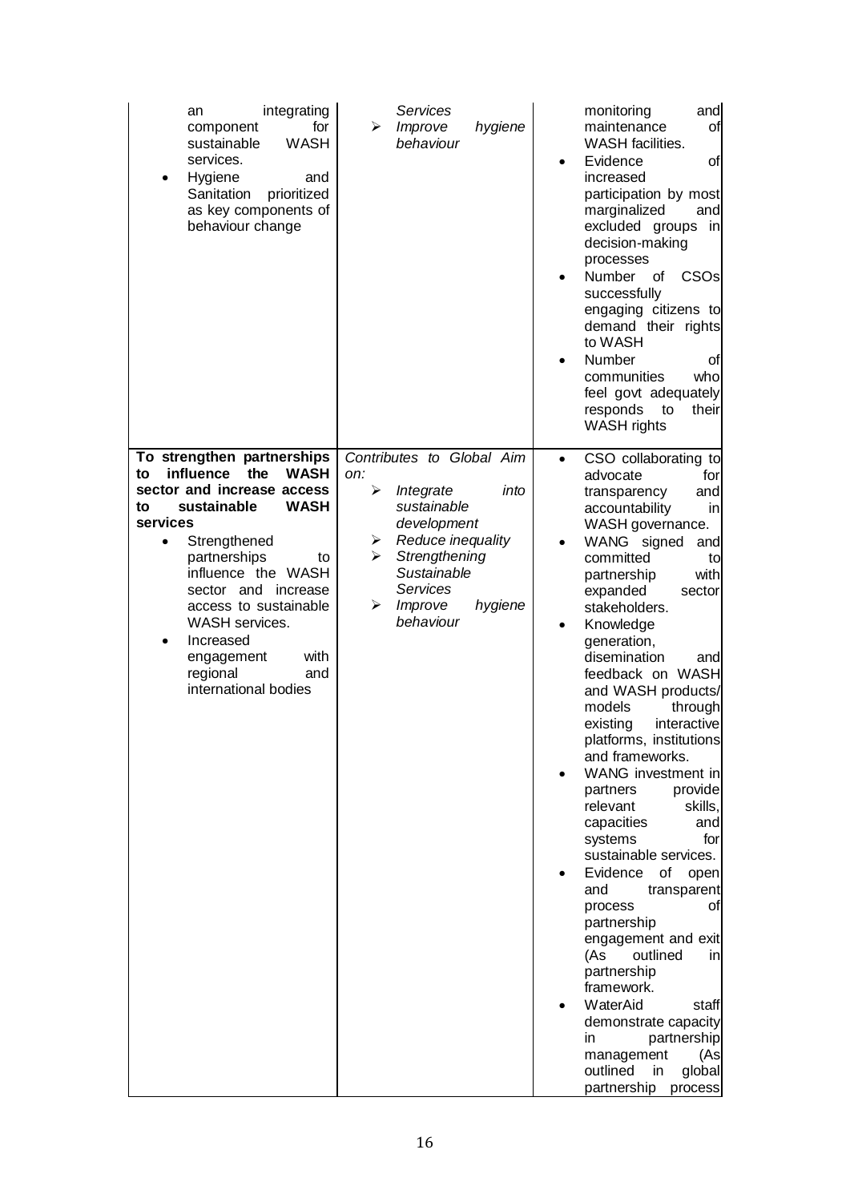| | | |
|---|---|---|
| an integrating component for sustainable WASH services.<br>• Hygiene and Sanitation prioritized as key components of behaviour change | *Services*<br>➢ *Improve hygiene behaviour* | monitoring and maintenance of WASH facilities.<br>• Evidence of increased participation by most marginalized and excluded groups in decision-making processes<br>• Number of CSOs successfully engaging citizens to demand their rights to WASH<br>• Number of communities who feel govt adequately responds to their WASH rights |
| **To strengthen partnerships to influence the WASH sector and increase access to sustainable WASH services**<br>• Strengthened partnerships to influence the WASH sector and increase access to sustainable WASH services.<br>• Increased engagement with regional and international bodies | *Contributes to Global Aim on:*<br>➢ *Integrate into sustainable development*<br>➢ *Reduce inequality*<br>➢ *Strengthening Sustainable Services*<br>➢ *Improve hygiene behaviour* | • CSO collaborating to advocate for transparency and accountability in WASH governance.<br>• WANG signed and committed to partnership with expanded sector stakeholders.<br>• Knowledge generation, disemination and feedback on WASH and WASH products/ models through existing interactive platforms, institutions and frameworks.<br>• WANG investment in partners provide relevant skills, capacities and systems for sustainable services.<br>• Evidence of open and transparent process of partnership engagement and exit (As outlined in partnership framework.<br>• WaterAid staff demonstrate capacity in partnership management (As outlined in global partnership process |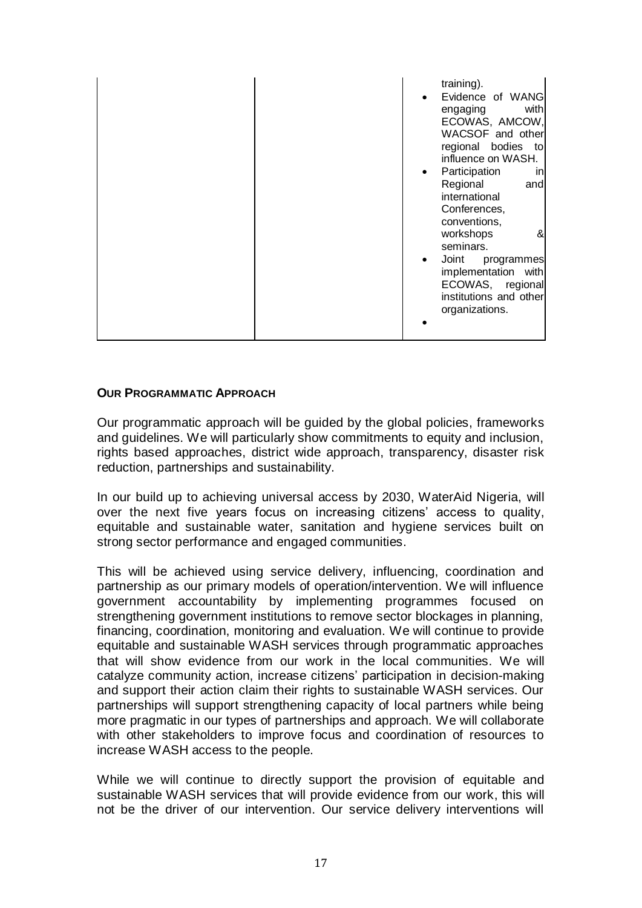| | | • training).<br>• Evidence of WANG engaging with ECOWAS, AMCOW, WACSOF and other regional bodies to influence on WASH.<br>• Participation in Regional and international Conferences, conventions, workshops & seminars.<br>• Joint programmes implementation with ECOWAS, regional institutions and other organizations.<br>• |
|---|---|---|

**OUR PROGRAMMATIC APPROACH**

Our programmatic approach will be guided by the global policies, frameworks and guidelines. We will particularly show commitments to equity and inclusion, rights based approaches, district wide approach, transparency, disaster risk reduction, partnerships and sustainability.

In our build up to achieving universal access by 2030, WaterAid Nigeria, will over the next five years focus on increasing citizens' access to quality, equitable and sustainable water, sanitation and hygiene services built on strong sector performance and engaged communities.

This will be achieved using service delivery, influencing, coordination and partnership as our primary models of operation/intervention. We will influence government accountability by implementing programmes focused on strengthening government institutions to remove sector blockages in planning, financing, coordination, monitoring and evaluation. We will continue to provide equitable and sustainable WASH services through programmatic approaches that will show evidence from our work in the local communities. We will catalyze community action, increase citizens' participation in decision-making and support their action claim their rights to sustainable WASH services. Our partnerships will support strengthening capacity of local partners while being more pragmatic in our types of partnerships and approach. We will collaborate with other stakeholders to improve focus and coordination of resources to increase WASH access to the people.

While we will continue to directly support the provision of equitable and sustainable WASH services that will provide evidence from our work, this will not be the driver of our intervention. Our service delivery interventions will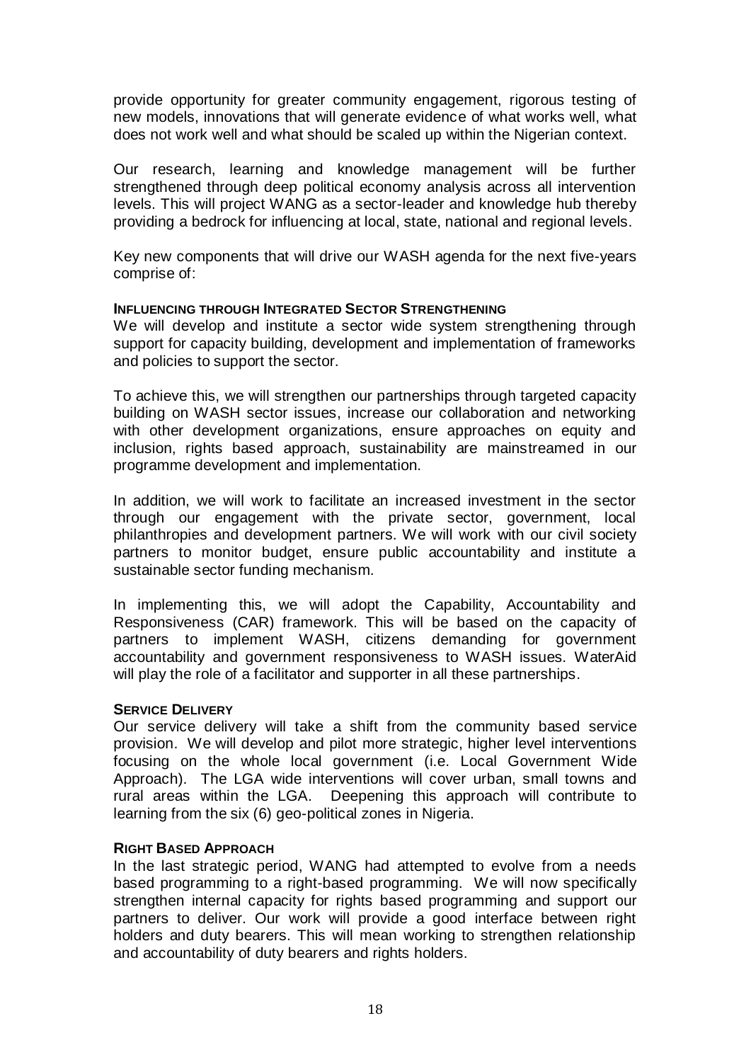provide opportunity for greater community engagement, rigorous testing of new models, innovations that will generate evidence of what works well, what does not work well and what should be scaled up within the Nigerian context.

Our research, learning and knowledge management will be further strengthened through deep political economy analysis across all intervention levels. This will project WANG as a sector-leader and knowledge hub thereby providing a bedrock for influencing at local, state, national and regional levels.

Key new components that will drive our WASH agenda for the next five-years comprise of:

#### INFLUENCING THROUGH INTEGRATED SECTOR STRENGTHENING

We will develop and institute a sector wide system strengthening through support for capacity building, development and implementation of frameworks and policies to support the sector.

To achieve this, we will strengthen our partnerships through targeted capacity building on WASH sector issues, increase our collaboration and networking with other development organizations, ensure approaches on equity and inclusion, rights based approach, sustainability are mainstreamed in our programme development and implementation.

In addition, we will work to facilitate an increased investment in the sector through our engagement with the private sector, government, local philanthropies and development partners. We will work with our civil society partners to monitor budget, ensure public accountability and institute a sustainable sector funding mechanism.

In implementing this, we will adopt the Capability, Accountability and Responsiveness (CAR) framework. This will be based on the capacity of partners to implement WASH, citizens demanding for government accountability and government responsiveness to WASH issues. WaterAid will play the role of a facilitator and supporter in all these partnerships.

#### SERVICE DELIVERY

Our service delivery will take a shift from the community based service provision. We will develop and pilot more strategic, higher level interventions focusing on the whole local government (i.e. Local Government Wide Approach). The LGA wide interventions will cover urban, small towns and rural areas within the LGA. Deepening this approach will contribute to learning from the six (6) geo-political zones in Nigeria.

#### RIGHT BASED APPROACH

In the last strategic period, WANG had attempted to evolve from a needs based programming to a right-based programming. We will now specifically strengthen internal capacity for rights based programming and support our partners to deliver. Our work will provide a good interface between right holders and duty bearers. This will mean working to strengthen relationship and accountability of duty bearers and rights holders.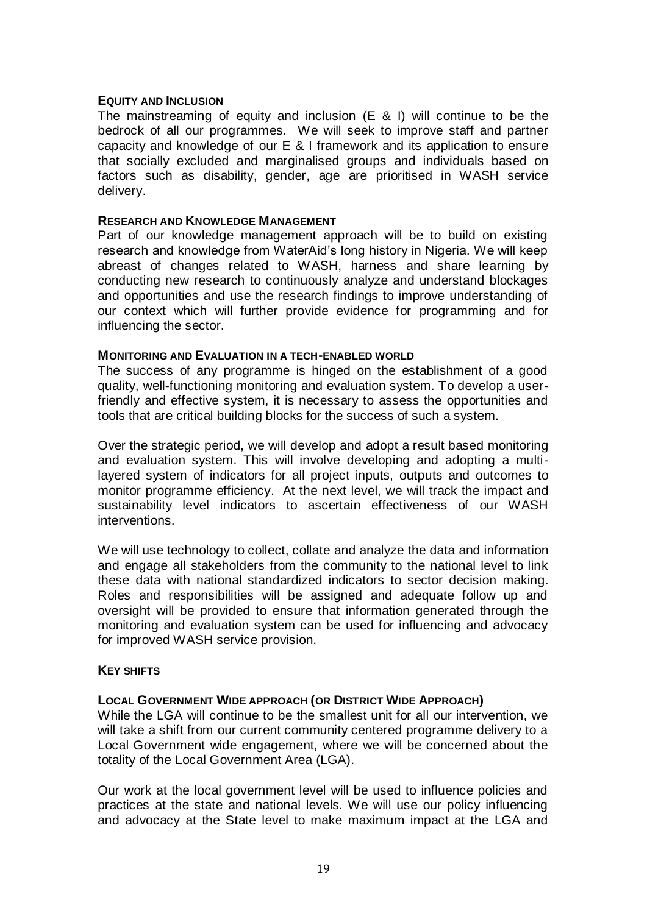### EQUITY AND INCLUSION

The mainstreaming of equity and inclusion (E & I) will continue to be the bedrock of all our programmes. We will seek to improve staff and partner capacity and knowledge of our E & I framework and its application to ensure that socially excluded and marginalised groups and individuals based on factors such as disability, gender, age are prioritised in WASH service delivery.

### RESEARCH AND KNOWLEDGE MANAGEMENT

Part of our knowledge management approach will be to build on existing research and knowledge from WaterAid's long history in Nigeria. We will keep abreast of changes related to WASH, harness and share learning by conducting new research to continuously analyze and understand blockages and opportunities and use the research findings to improve understanding of our context which will further provide evidence for programming and for influencing the sector.

### MONITORING AND EVALUATION IN A TECH-ENABLED WORLD

The success of any programme is hinged on the establishment of a good quality, well-functioning monitoring and evaluation system. To develop a user-friendly and effective system, it is necessary to assess the opportunities and tools that are critical building blocks for the success of such a system.

Over the strategic period, we will develop and adopt a result based monitoring and evaluation system. This will involve developing and adopting a multi-layered system of indicators for all project inputs, outputs and outcomes to monitor programme efficiency. At the next level, we will track the impact and sustainability level indicators to ascertain effectiveness of our WASH interventions.

We will use technology to collect, collate and analyze the data and information and engage all stakeholders from the community to the national level to link these data with national standardized indicators to sector decision making. Roles and responsibilities will be assigned and adequate follow up and oversight will be provided to ensure that information generated through the monitoring and evaluation system can be used for influencing and advocacy for improved WASH service provision.

### KEY SHIFTS

### LOCAL GOVERNMENT WIDE APPROACH (OR DISTRICT WIDE APPROACH)

While the LGA will continue to be the smallest unit for all our intervention, we will take a shift from our current community centered programme delivery to a Local Government wide engagement, where we will be concerned about the totality of the Local Government Area (LGA).

Our work at the local government level will be used to influence policies and practices at the state and national levels. We will use our policy influencing and advocacy at the State level to make maximum impact at the LGA and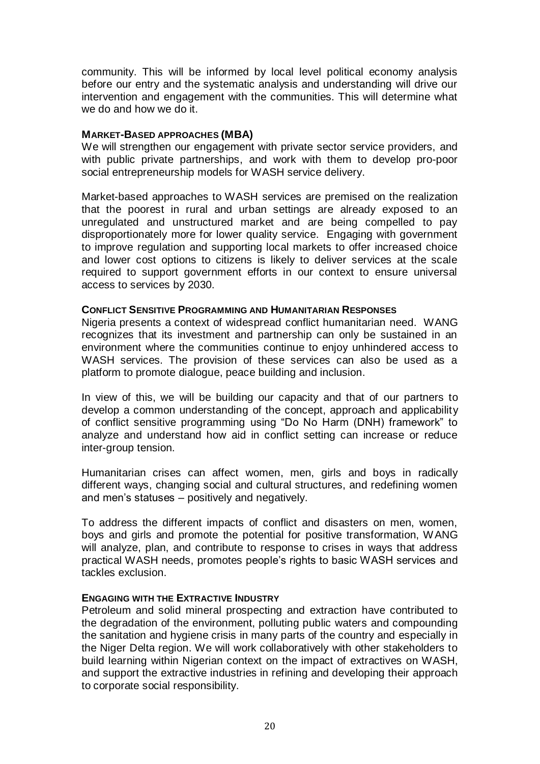community. This will be informed by local level political economy analysis before our entry and the systematic analysis and understanding will drive our intervention and engagement with the communities. This will determine what we do and how we do it.

### MARKET-BASED APPROACHES (MBA)

We will strengthen our engagement with private sector service providers, and with public private partnerships, and work with them to develop pro-poor social entrepreneurship models for WASH service delivery.

Market-based approaches to WASH services are premised on the realization that the poorest in rural and urban settings are already exposed to an unregulated and unstructured market and are being compelled to pay disproportionately more for lower quality service. Engaging with government to improve regulation and supporting local markets to offer increased choice and lower cost options to citizens is likely to deliver services at the scale required to support government efforts in our context to ensure universal access to services by 2030.

### CONFLICT SENSITIVE PROGRAMMING AND HUMANITARIAN RESPONSES

Nigeria presents a context of widespread conflict humanitarian need. WANG recognizes that its investment and partnership can only be sustained in an environment where the communities continue to enjoy unhindered access to WASH services. The provision of these services can also be used as a platform to promote dialogue, peace building and inclusion.

In view of this, we will be building our capacity and that of our partners to develop a common understanding of the concept, approach and applicability of conflict sensitive programming using "Do No Harm (DNH) framework" to analyze and understand how aid in conflict setting can increase or reduce inter-group tension.

Humanitarian crises can affect women, men, girls and boys in radically different ways, changing social and cultural structures, and redefining women and men's statuses – positively and negatively.

To address the different impacts of conflict and disasters on men, women, boys and girls and promote the potential for positive transformation, WANG will analyze, plan, and contribute to response to crises in ways that address practical WASH needs, promotes people's rights to basic WASH services and tackles exclusion.

### ENGAGING WITH THE EXTRACTIVE INDUSTRY

Petroleum and solid mineral prospecting and extraction have contributed to the degradation of the environment, polluting public waters and compounding the sanitation and hygiene crisis in many parts of the country and especially in the Niger Delta region. We will work collaboratively with other stakeholders to build learning within Nigerian context on the impact of extractives on WASH, and support the extractive industries in refining and developing their approach to corporate social responsibility.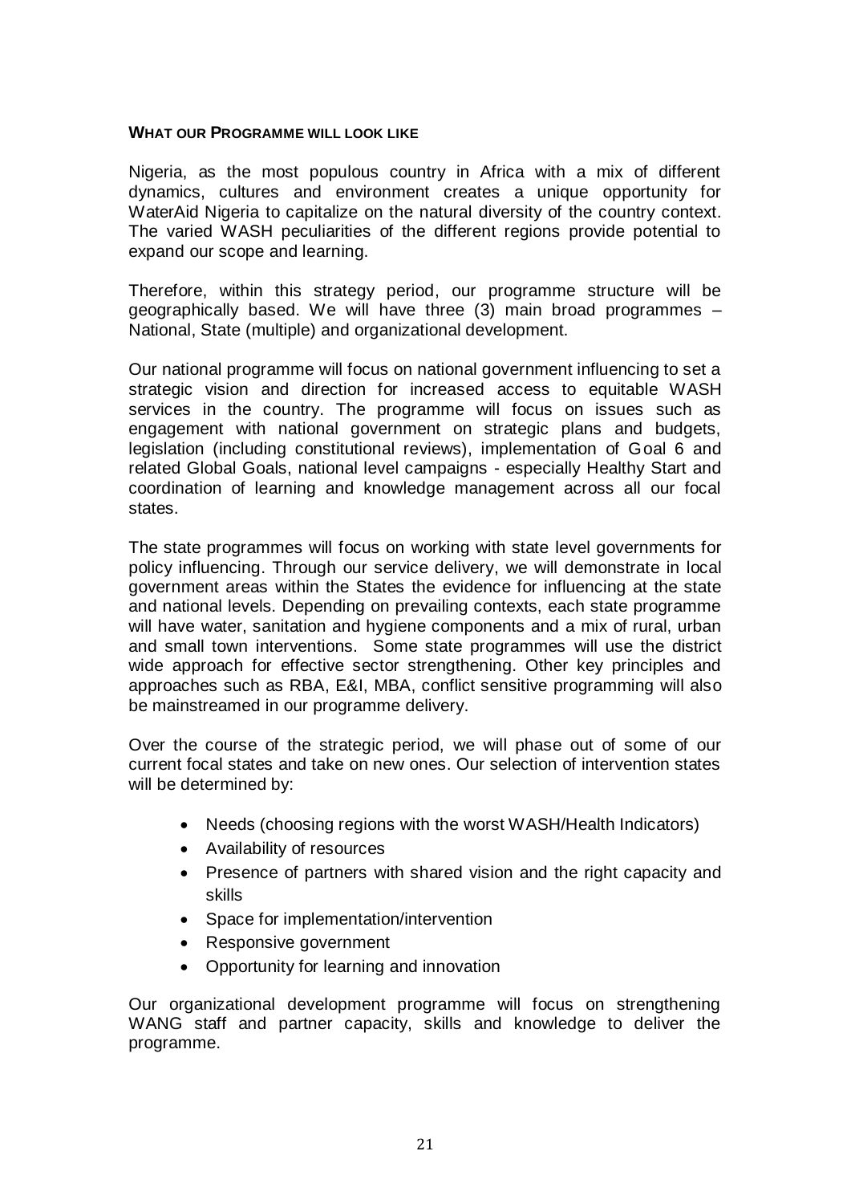**WHAT OUR PROGRAMME WILL LOOK LIKE**

Nigeria, as the most populous country in Africa with a mix of different dynamics, cultures and environment creates a unique opportunity for WaterAid Nigeria to capitalize on the natural diversity of the country context. The varied WASH peculiarities of the different regions provide potential to expand our scope and learning.

Therefore, within this strategy period, our programme structure will be geographically based. We will have three (3) main broad programmes – National, State (multiple) and organizational development.

Our national programme will focus on national government influencing to set a strategic vision and direction for increased access to equitable WASH services in the country. The programme will focus on issues such as engagement with national government on strategic plans and budgets, legislation (including constitutional reviews), implementation of Goal 6 and related Global Goals, national level campaigns - especially Healthy Start and coordination of learning and knowledge management across all our focal states.

The state programmes will focus on working with state level governments for policy influencing. Through our service delivery, we will demonstrate in local government areas within the States the evidence for influencing at the state and national levels. Depending on prevailing contexts, each state programme will have water, sanitation and hygiene components and a mix of rural, urban and small town interventions. Some state programmes will use the district wide approach for effective sector strengthening. Other key principles and approaches such as RBA, E&I, MBA, conflict sensitive programming will also be mainstreamed in our programme delivery.

Over the course of the strategic period, we will phase out of some of our current focal states and take on new ones. Our selection of intervention states will be determined by:

- Needs (choosing regions with the worst WASH/Health Indicators)
- Availability of resources
- Presence of partners with shared vision and the right capacity and skills
- Space for implementation/intervention
- Responsive government
- Opportunity for learning and innovation

Our organizational development programme will focus on strengthening WANG staff and partner capacity, skills and knowledge to deliver the programme.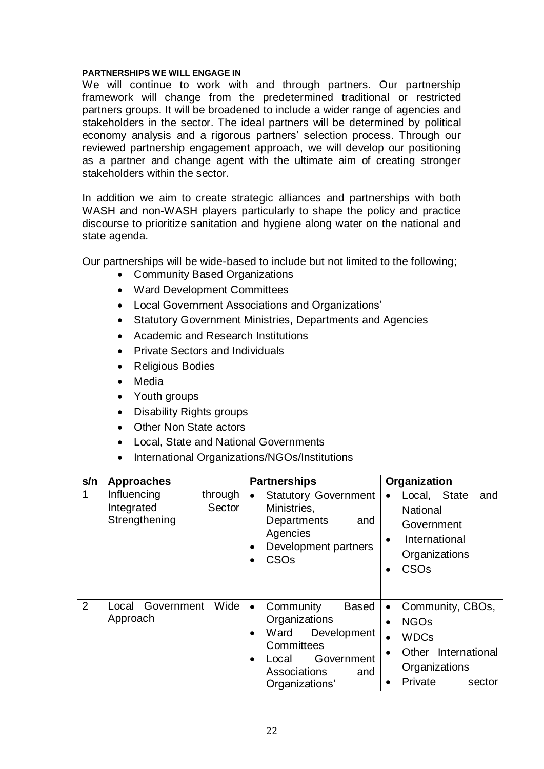**PARTNERSHIPS WE WILL ENGAGE IN**

We will continue to work with and through partners. Our partnership framework will change from the predetermined traditional or restricted partners groups. It will be broadened to include a wider range of agencies and stakeholders in the sector. The ideal partners will be determined by political economy analysis and a rigorous partners' selection process. Through our reviewed partnership engagement approach, we will develop our positioning as a partner and change agent with the ultimate aim of creating stronger stakeholders within the sector.

In addition we aim to create strategic alliances and partnerships with both WASH and non-WASH players particularly to shape the policy and practice discourse to prioritize sanitation and hygiene along water on the national and state agenda.

Our partnerships will be wide-based to include but not limited to the following;

- Community Based Organizations
- Ward Development Committees
- Local Government Associations and Organizations'
- Statutory Government Ministries, Departments and Agencies
- Academic and Research Institutions
- Private Sectors and Individuals
- Religious Bodies
- Media
- Youth groups
- Disability Rights groups
- Other Non State actors
- Local, State and National Governments
- International Organizations/NGOs/Institutions

| s/n | Approaches | Partnerships | Organization |
|---|---|---|---|
| 1 | Influencing through Integrated Sector Strengthening | • Statutory Government Ministries, Departments and Agencies<br>• Development partners<br>• CSOs | • Local, State and National Government<br>• International Organizations<br>• CSOs |
| 2 | Local Government Wide Approach | • Community Based Organizations<br>• Ward Development Committees<br>• Local Government Associations and Organizations' | • Community, CBOs,<br>• NGOs<br>• WDCs<br>• Other International Organizations<br>• Private sector |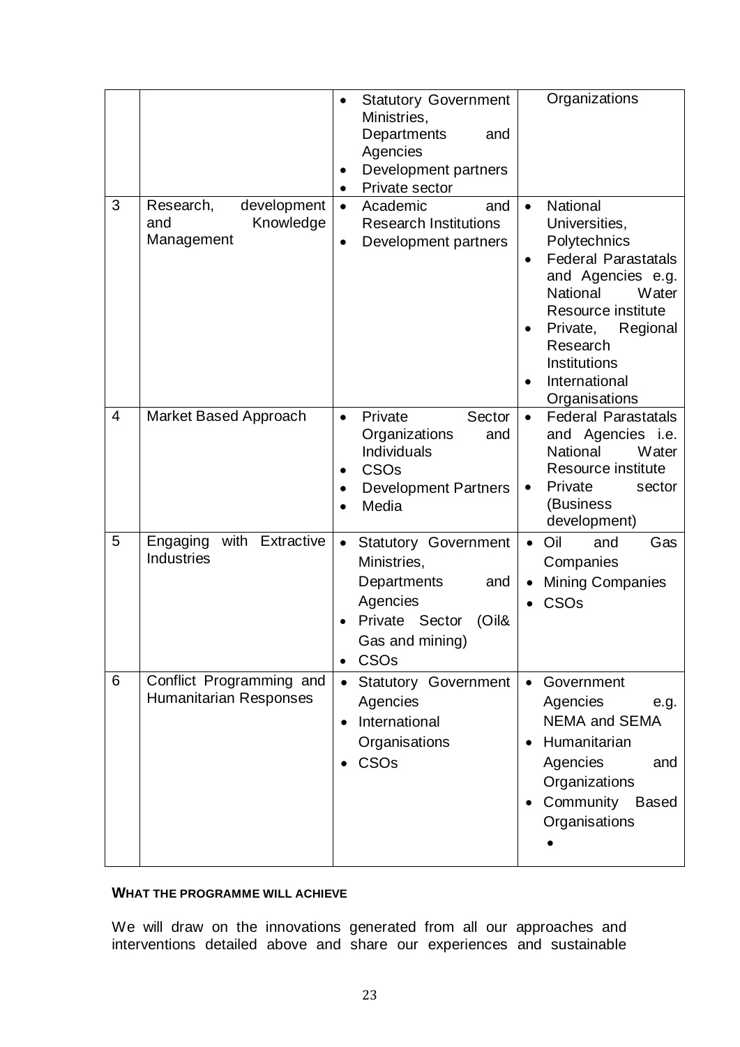| | | | |
|---|---|---|---|
| | | • Statutory Government Ministries, Departments and Agencies<br>• Development partners<br>• Private sector | Organizations |
| 3 | Research, development and Knowledge Management | • Academic and Research Institutions<br>• Development partners | • National Universities, Polytechnics<br>• Federal Parastatals and Agencies e.g. National Water Resource institute<br>• Private, Regional Research Institutions<br>• International Organisations |
| 4 | Market Based Approach | • Private Sector Organizations and Individuals<br>• CSOs<br>• Development Partners<br>• Media | • Federal Parastatals and Agencies i.e. National Water Resource institute<br>• Private sector (Business development) |
| 5 | Engaging with Extractive Industries | • Statutory Government Ministries, Departments and Agencies<br>• Private Sector (Oil& Gas and mining)<br>• CSOs | • Oil and Gas Companies<br>• Mining Companies<br>• CSOs |
| 6 | Conflict Programming and Humanitarian Responses | • Statutory Government Agencies<br>• International Organisations<br>• CSOs | • Government Agencies e.g. NEMA and SEMA<br>• Humanitarian Agencies and Organizations<br>• Community Based Organisations<br>• |

**WHAT THE PROGRAMME WILL ACHIEVE**

We will draw on the innovations generated from all our approaches and interventions detailed above and share our experiences and sustainable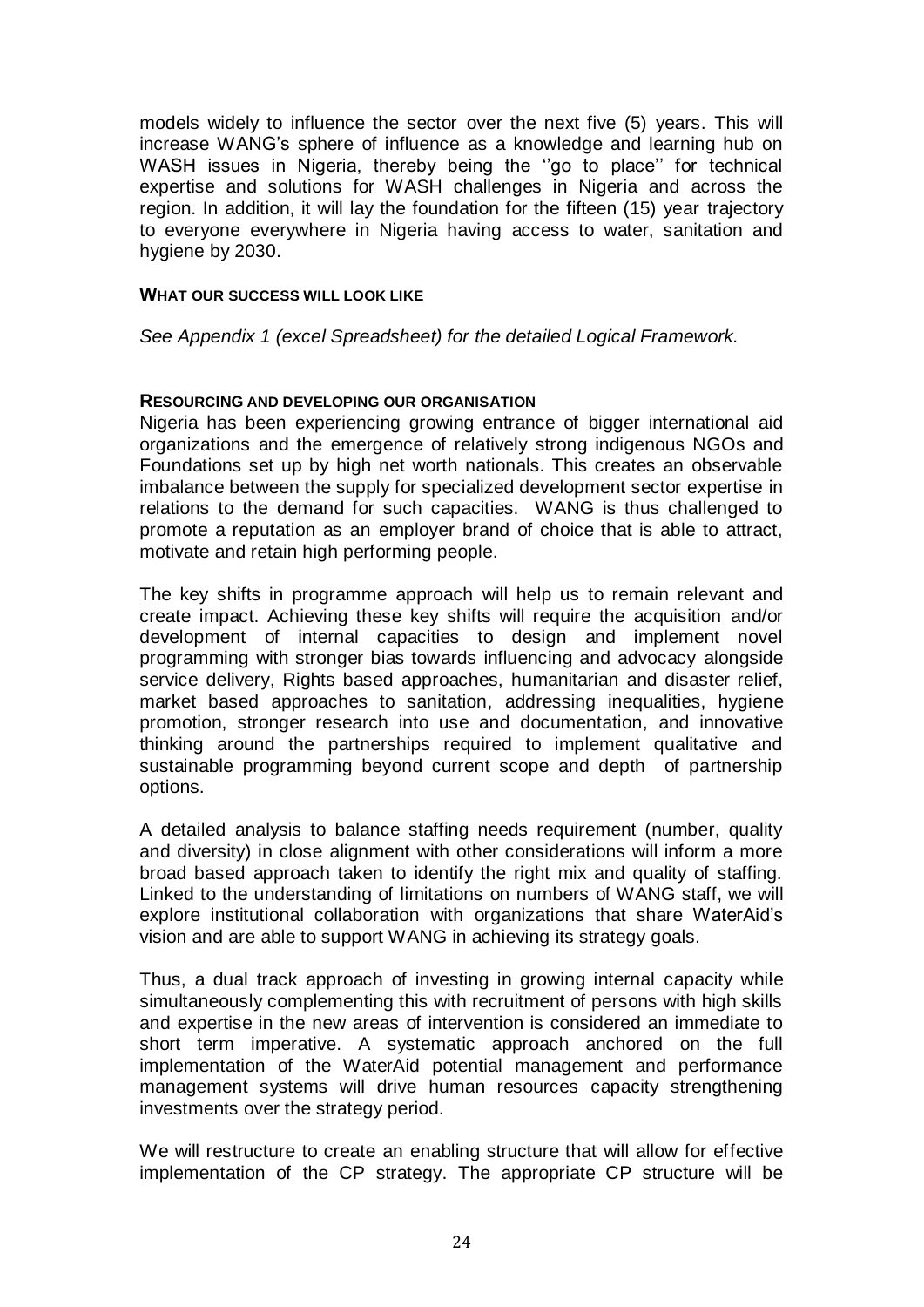models widely to influence the sector over the next five (5) years. This will increase WANG's sphere of influence as a knowledge and learning hub on WASH issues in Nigeria, thereby being the ''go to place'' for technical expertise and solutions for WASH challenges in Nigeria and across the region. In addition, it will lay the foundation for the fifteen (15) year trajectory to everyone everywhere in Nigeria having access to water, sanitation and hygiene by 2030.

#### WHAT OUR SUCCESS WILL LOOK LIKE

*See Appendix 1 (excel Spreadsheet) for the detailed Logical Framework.*

#### RESOURCING AND DEVELOPING OUR ORGANISATION

Nigeria has been experiencing growing entrance of bigger international aid organizations and the emergence of relatively strong indigenous NGOs and Foundations set up by high net worth nationals. This creates an observable imbalance between the supply for specialized development sector expertise in relations to the demand for such capacities. WANG is thus challenged to promote a reputation as an employer brand of choice that is able to attract, motivate and retain high performing people.

The key shifts in programme approach will help us to remain relevant and create impact. Achieving these key shifts will require the acquisition and/or development of internal capacities to design and implement novel programming with stronger bias towards influencing and advocacy alongside service delivery, Rights based approaches, humanitarian and disaster relief, market based approaches to sanitation, addressing inequalities, hygiene promotion, stronger research into use and documentation, and innovative thinking around the partnerships required to implement qualitative and sustainable programming beyond current scope and depth of partnership options.

A detailed analysis to balance staffing needs requirement (number, quality and diversity) in close alignment with other considerations will inform a more broad based approach taken to identify the right mix and quality of staffing. Linked to the understanding of limitations on numbers of WANG staff, we will explore institutional collaboration with organizations that share WaterAid's vision and are able to support WANG in achieving its strategy goals.

Thus, a dual track approach of investing in growing internal capacity while simultaneously complementing this with recruitment of persons with high skills and expertise in the new areas of intervention is considered an immediate to short term imperative. A systematic approach anchored on the full implementation of the WaterAid potential management and performance management systems will drive human resources capacity strengthening investments over the strategy period.

We will restructure to create an enabling structure that will allow for effective implementation of the CP strategy. The appropriate CP structure will be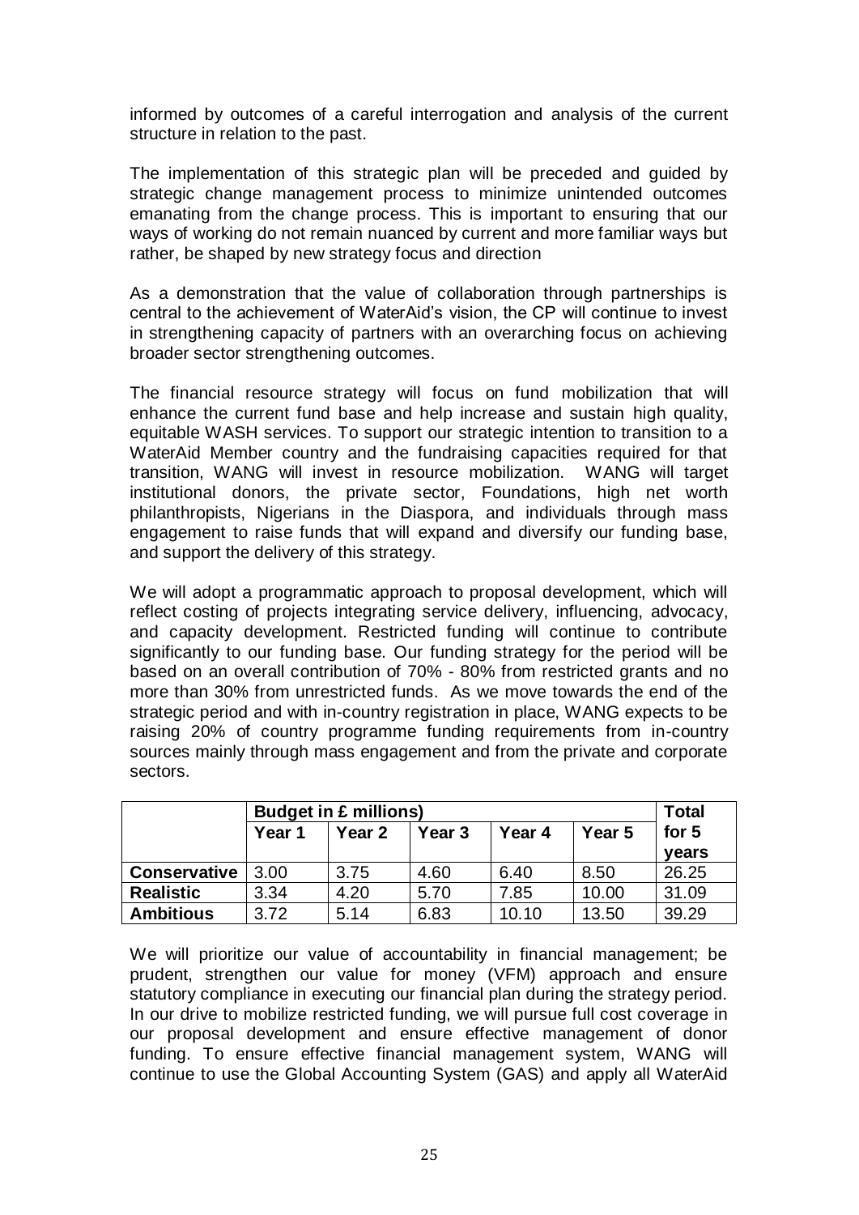informed by outcomes of a careful interrogation and analysis of the current structure in relation to the past.

The implementation of this strategic plan will be preceded and guided by strategic change management process to minimize unintended outcomes emanating from the change process. This is important to ensuring that our ways of working do not remain nuanced by current and more familiar ways but rather, be shaped by new strategy focus and direction

As a demonstration that the value of collaboration through partnerships is central to the achievement of WaterAid's vision, the CP will continue to invest in strengthening capacity of partners with an overarching focus on achieving broader sector strengthening outcomes.

The financial resource strategy will focus on fund mobilization that will enhance the current fund base and help increase and sustain high quality, equitable WASH services. To support our strategic intention to transition to a WaterAid Member country and the fundraising capacities required for that transition, WANG will invest in resource mobilization. WANG will target institutional donors, the private sector, Foundations, high net worth philanthropists, Nigerians in the Diaspora, and individuals through mass engagement to raise funds that will expand and diversify our funding base, and support the delivery of this strategy.

We will adopt a programmatic approach to proposal development, which will reflect costing of projects integrating service delivery, influencing, advocacy, and capacity development. Restricted funding will continue to contribute significantly to our funding base. Our funding strategy for the period will be based on an overall contribution of 70% - 80% from restricted grants and no more than 30% from unrestricted funds. As we move towards the end of the strategic period and with in-country registration in place, WANG expects to be raising 20% of country programme funding requirements from in-country sources mainly through mass engagement and from the private and corporate sectors.

| | **Budget in £ millions)** | | | | | **Total for 5 years** |
|---|---|---|---|---|---|---|
| | **Year 1** | **Year 2** | **Year 3** | **Year 4** | **Year 5** | |
| **Conservative** | 3.00 | 3.75 | 4.60 | 6.40 | 8.50 | 26.25 |
| **Realistic** | 3.34 | 4.20 | 5.70 | 7.85 | 10.00 | 31.09 |
| **Ambitious** | 3.72 | 5.14 | 6.83 | 10.10 | 13.50 | 39.29 |

We will prioritize our value of accountability in financial management; be prudent, strengthen our value for money (VFM) approach and ensure statutory compliance in executing our financial plan during the strategy period. In our drive to mobilize restricted funding, we will pursue full cost coverage in our proposal development and ensure effective management of donor funding. To ensure effective financial management system, WANG will continue to use the Global Accounting System (GAS) and apply all WaterAid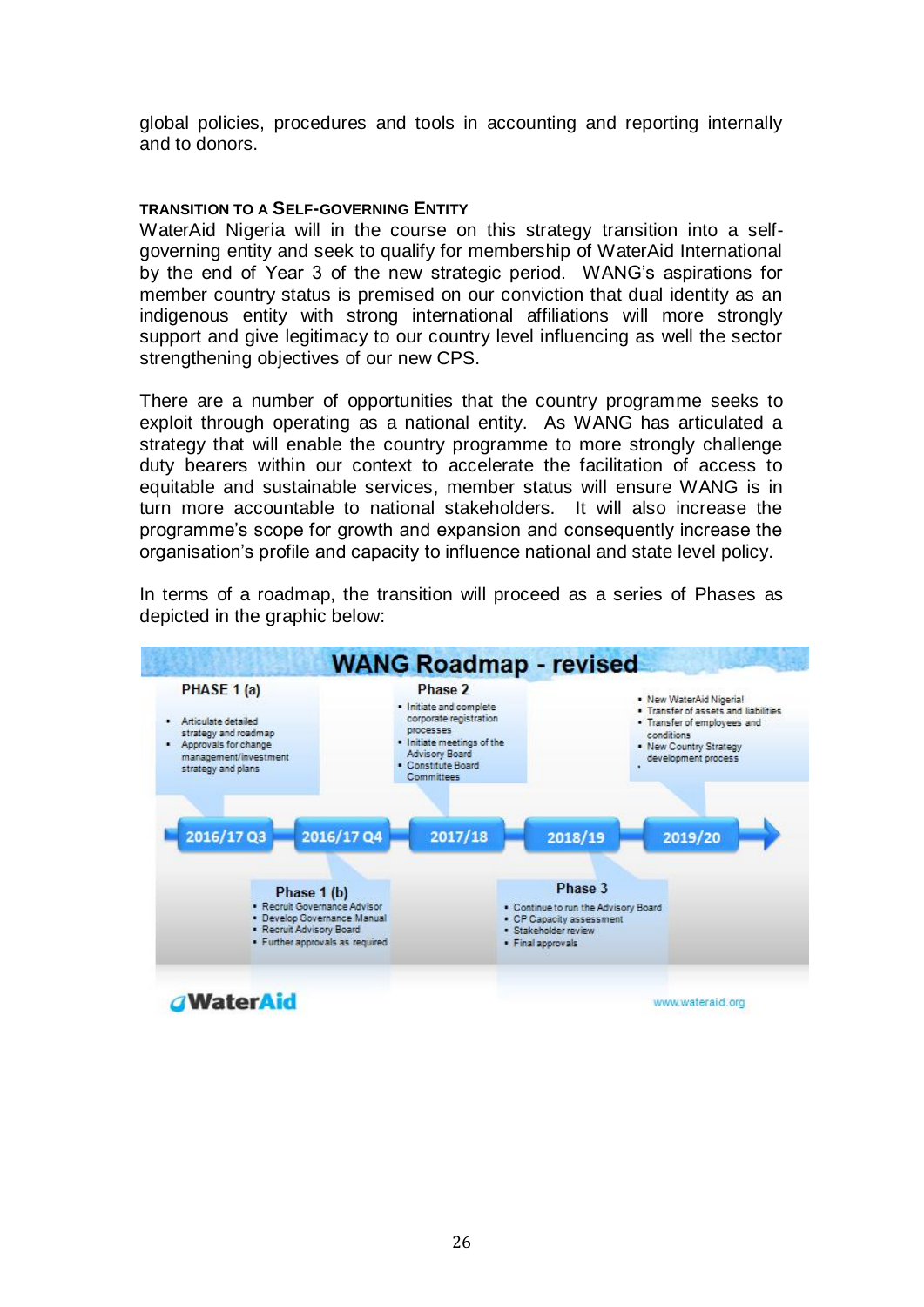global policies, procedures and tools in accounting and reporting internally and to donors.

#### TRANSITION TO A SELF-GOVERNING ENTITY

WaterAid Nigeria will in the course on this strategy transition into a self-governing entity and seek to qualify for membership of WaterAid International by the end of Year 3 of the new strategic period. WANG's aspirations for member country status is premised on our conviction that dual identity as an indigenous entity with strong international affiliations will more strongly support and give legitimacy to our country level influencing as well the sector strengthening objectives of our new CPS.

There are a number of opportunities that the country programme seeks to exploit through operating as a national entity. As WANG has articulated a strategy that will enable the country programme to more strongly challenge duty bearers within our context to accelerate the facilitation of access to equitable and sustainable services, member status will ensure WANG is in turn more accountable to national stakeholders. It will also increase the programme's scope for growth and expansion and consequently increase the organisation's profile and capacity to influence national and state level policy.

In terms of a roadmap, the transition will proceed as a series of Phases as depicted in the graphic below:

**WANG Roadmap - revised**

**PHASE 1 (a)**
- Articulate detailed strategy and roadmap
- Approvals for change management/investment strategy and plans

**Phase 1 (b)**
- Recruit Governance Advisor
- Develop Governance Manual
- Recruit Advisory Board
- Further approvals as required

**Phase 2**
- Initiate and complete corporate registration processes
- Initiate meetings of the Advisory Board
- Constitute Board Committees

**Phase 3**
- Continue to run the Advisory Board
- CP Capacity assessment
- Stakeholder review
- Final approvals

**2019/20**
- New WaterAid Nigeria!
- Transfer of assets and liabilities
- Transfer of employees and conditions
- New Country Strategy development process

2016/17 Q3 → 2016/17 Q4 → 2017/18 → 2018/19 → 2019/20

WaterAid www.wateraid.org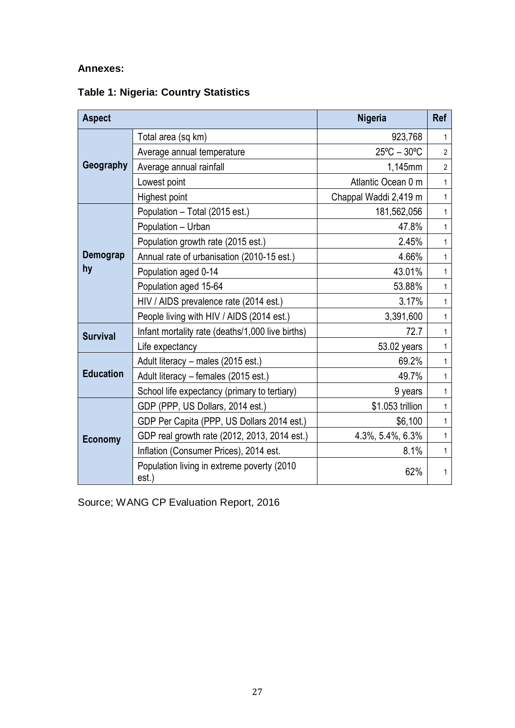**Annexes:**

**Table 1: Nigeria: Country Statistics**

| Aspect | | Nigeria | Ref |
|---|---|---|---|
| **Geography** | Total area (sq km) | 923,768 | 1 |
| | Average annual temperature | 25ºC – 30ºC | 2 |
| | Average annual rainfall | 1,145mm | 2 |
| | Lowest point | Atlantic Ocean 0 m | 1 |
| | Highest point | Chappal Waddi 2,419 m | 1 |
| **Demography** | Population – Total (2015 est.) | 181,562,056 | 1 |
| | Population – Urban | 47.8% | 1 |
| | Population growth rate (2015 est.) | 2.45% | 1 |
| | Annual rate of urbanisation (2010-15 est.) | 4.66% | 1 |
| | Population aged 0-14 | 43.01% | 1 |
| | Population aged 15-64 | 53.88% | 1 |
| | HIV / AIDS prevalence rate (2014 est.) | 3.17% | 1 |
| | People living with HIV / AIDS (2014 est.) | 3,391,600 | 1 |
| **Survival** | Infant mortality rate (deaths/1,000 live births) | 72.7 | 1 |
| | Life expectancy | 53.02 years | 1 |
| **Education** | Adult literacy – males (2015 est.) | 69.2% | 1 |
| | Adult literacy – females (2015 est.) | 49.7% | 1 |
| | School life expectancy (primary to tertiary) | 9 years | 1 |
| **Economy** | GDP (PPP, US Dollars, 2014 est.) | $1.053 trillion | 1 |
| | GDP Per Capita (PPP, US Dollars 2014 est.) | $6,100 | 1 |
| | GDP real growth rate (2012, 2013, 2014 est.) | 4.3%, 5.4%, 6.3% | 1 |
| | Inflation (Consumer Prices), 2014 est. | 8.1% | 1 |
| | Population living in extreme poverty (2010 est.) | 62% | 1 |

Source; WANG CP Evaluation Report, 2016